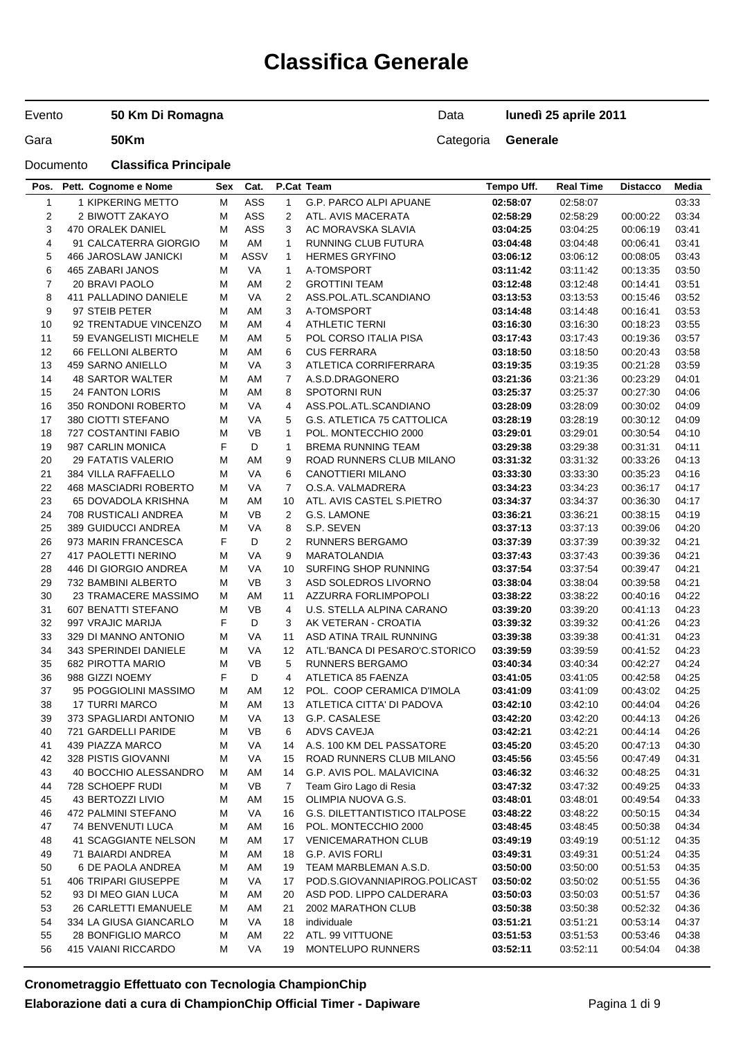# Classifica Generale

| | | | |
|---|---|---|---|
| Evento | **50 Km Di Romagna** | Data | **lunedì 25 aprile 2011** |
| Gara | **50Km** | Categoria | **Generale** |
| Documento | **Classifica Principale** | | |

| Pos. | Pett. | Cognome e Nome | Sex | Cat. | P.Cat | Team | Tempo Uff. | Real Time | Distacco | Media |
|---|---|---|---|---|---|---|---|---|---|---|
| 1 | 1 | KIPKERING METTO | M | ASS | 1 | G.P. PARCO ALPI APUANE | **02:58:07** | 02:58:07 | | 03:33 |
| 2 | 2 | BIWOTT ZAKAYO | M | ASS | 2 | ATL. AVIS MACERATA | **02:58:29** | 02:58:29 | 00:00:22 | 03:34 |
| 3 | 470 | ORALEK DANIEL | M | ASS | 3 | AC MORAVSKA SLAVIA | **03:04:25** | 03:04:25 | 00:06:19 | 03:41 |
| 4 | 91 | CALCATERRA GIORGIO | M | AM | 1 | RUNNING CLUB FUTURA | **03:04:48** | 03:04:48 | 00:06:41 | 03:41 |
| 5 | 466 | JAROSLAW JANICKI | M | ASSV | 1 | HERMES GRYFINO | **03:06:12** | 03:06:12 | 00:08:05 | 03:43 |
| 6 | 465 | ZABARI JANOS | M | VA | 1 | A-TOMSPORT | **03:11:42** | 03:11:42 | 00:13:35 | 03:50 |
| 7 | 20 | BRAVI PAOLO | M | AM | 2 | GROTTINI TEAM | **03:12:48** | 03:12:48 | 00:14:41 | 03:51 |
| 8 | 411 | PALLADINO DANIELE | M | VA | 2 | ASS.POL.ATL.SCANDIANO | **03:13:53** | 03:13:53 | 00:15:46 | 03:52 |
| 9 | 97 | STEIB PETER | M | AM | 3 | A-TOMSPORT | **03:14:48** | 03:14:48 | 00:16:41 | 03:53 |
| 10 | 92 | TRENTADUE VINCENZO | M | AM | 4 | ATHLETIC TERNI | **03:16:30** | 03:16:30 | 00:18:23 | 03:55 |
| 11 | 59 | EVANGELISTI MICHELE | M | AM | 5 | POL CORSO ITALIA PISA | **03:17:43** | 03:17:43 | 00:19:36 | 03:57 |
| 12 | 66 | FELLONI ALBERTO | M | AM | 6 | CUS FERRARA | **03:18:50** | 03:18:50 | 00:20:43 | 03:58 |
| 13 | 459 | SARNO ANIELLO | M | VA | 3 | ATLETICA CORRIFERRARA | **03:19:35** | 03:19:35 | 00:21:28 | 03:59 |
| 14 | 48 | SARTOR WALTER | M | AM | 7 | A.S.D.DRAGONERO | **03:21:36** | 03:21:36 | 00:23:29 | 04:01 |
| 15 | 24 | FANTON LORIS | M | AM | 8 | SPOTORNI RUN | **03:25:37** | 03:25:37 | 00:27:30 | 04:06 |
| 16 | 350 | RONDONI ROBERTO | M | VA | 4 | ASS.POL.ATL.SCANDIANO | **03:28:09** | 03:28:09 | 00:30:02 | 04:09 |
| 17 | 380 | CIOTTI STEFANO | M | VA | 5 | G.S. ATLETICA 75 CATTOLICA | **03:28:19** | 03:28:19 | 00:30:12 | 04:09 |
| 18 | 727 | COSTANTINI FABIO | M | VB | 1 | POL. MONTECCHIO 2000 | **03:29:01** | 03:29:01 | 00:30:54 | 04:10 |
| 19 | 987 | CARLIN MONICA | F | D | 1 | BREMA RUNNING TEAM | **03:29:38** | 03:29:38 | 00:31:31 | 04:11 |
| 20 | 29 | FATATIS VALERIO | M | AM | 9 | ROAD RUNNERS CLUB MILANO | **03:31:32** | 03:31:32 | 00:33:26 | 04:13 |
| 21 | 384 | VILLA RAFFAELLO | M | VA | 6 | CANOTTIERI MILANO | **03:33:30** | 03:33:30 | 00:35:23 | 04:16 |
| 22 | 468 | MASCIADRI ROBERTO | M | VA | 7 | O.S.A. VALMADRERA | **03:34:23** | 03:34:23 | 00:36:17 | 04:17 |
| 23 | 65 | DOVADOLA KRISHNA | M | AM | 10 | ATL. AVIS CASTEL S.PIETRO | **03:34:37** | 03:34:37 | 00:36:30 | 04:17 |
| 24 | 708 | RUSTICALI ANDREA | M | VB | 2 | G.S. LAMONE | **03:36:21** | 03:36:21 | 00:38:15 | 04:19 |
| 25 | 389 | GUIDUCCI ANDREA | M | VA | 8 | S.P. SEVEN | **03:37:13** | 03:37:13 | 00:39:06 | 04:20 |
| 26 | 973 | MARIN FRANCESCA | F | D | 2 | RUNNERS BERGAMO | **03:37:39** | 03:37:39 | 00:39:32 | 04:21 |
| 27 | 417 | PAOLETTI NERINO | M | VA | 9 | MARATOLANDIA | **03:37:43** | 03:37:43 | 00:39:36 | 04:21 |
| 28 | 446 | DI GIORGIO ANDREA | M | VA | 10 | SURFING SHOP RUNNING | **03:37:54** | 03:37:54 | 00:39:47 | 04:21 |
| 29 | 732 | BAMBINI ALBERTO | M | VB | 3 | ASD SOLEDROS LIVORNO | **03:38:04** | 03:38:04 | 00:39:58 | 04:21 |
| 30 | 23 | TRAMACERE MASSIMO | M | AM | 11 | AZZURRA FORLIMPOPOLI | **03:38:22** | 03:38:22 | 00:40:16 | 04:22 |
| 31 | 607 | BENATTI STEFANO | M | VB | 4 | U.S. STELLA ALPINA CARANO | **03:39:20** | 03:39:20 | 00:41:13 | 04:23 |
| 32 | 997 | VRAJIC MARIJA | F | D | 3 | AK VETERAN - CROATIA | **03:39:32** | 03:39:32 | 00:41:26 | 04:23 |
| 33 | 329 | DI MANNO ANTONIO | M | VA | 11 | ASD ATINA TRAIL RUNNING | **03:39:38** | 03:39:38 | 00:41:31 | 04:23 |
| 34 | 343 | SPERINDEI DANIELE | M | VA | 12 | ATL.'BANCA DI PESARO'C.STORICO | **03:39:59** | 03:39:59 | 00:41:52 | 04:23 |
| 35 | 682 | PIROTTA MARIO | M | VB | 5 | RUNNERS BERGAMO | **03:40:34** | 03:40:34 | 00:42:27 | 04:24 |
| 36 | 988 | GIZZI NOEMY | F | D | 4 | ATLETICA 85 FAENZA | **03:41:05** | 03:41:05 | 00:42:58 | 04:25 |
| 37 | 95 | POGGIOLINI MASSIMO | M | AM | 12 | POL. COOP CERAMICA D'IMOLA | **03:41:09** | 03:41:09 | 00:43:02 | 04:25 |
| 38 | 17 | TURRI MARCO | M | AM | 13 | ATLETICA CITTA' DI PADOVA | **03:42:10** | 03:42:10 | 00:44:04 | 04:26 |
| 39 | 373 | SPAGLIARDI ANTONIO | M | VA | 13 | G.P. CASALESE | **03:42:20** | 03:42:20 | 00:44:13 | 04:26 |
| 40 | 721 | GARDELLI PARIDE | M | VB | 6 | ADVS CAVEJA | **03:42:21** | 03:42:21 | 00:44:14 | 04:26 |
| 41 | 439 | PIAZZA MARCO | M | VA | 14 | A.S. 100 KM DEL PASSATORE | **03:45:20** | 03:45:20 | 00:47:13 | 04:30 |
| 42 | 328 | PISTIS GIOVANNI | M | VA | 15 | ROAD RUNNERS CLUB MILANO | **03:45:56** | 03:45:56 | 00:47:49 | 04:31 |
| 43 | 40 | BOCCHIO ALESSANDRO | M | AM | 14 | G.P. AVIS POL. MALAVICINA | **03:46:32** | 03:46:32 | 00:48:25 | 04:31 |
| 44 | 728 | SCHOEPF RUDI | M | VB | 7 | Team Giro Lago di Resia | **03:47:32** | 03:47:32 | 00:49:25 | 04:33 |
| 45 | 43 | BERTOZZI LIVIO | M | AM | 15 | OLIMPIA NUOVA G.S. | **03:48:01** | 03:48:01 | 00:49:54 | 04:33 |
| 46 | 472 | PALMINI STEFANO | M | VA | 16 | G.S. DILETTANTISTICO ITALPOSE | **03:48:22** | 03:48:22 | 00:50:15 | 04:34 |
| 47 | 74 | BENVENUTI LUCA | M | AM | 16 | POL. MONTECCHIO 2000 | **03:48:45** | 03:48:45 | 00:50:38 | 04:34 |
| 48 | 41 | SCAGGIANTE NELSON | M | AM | 17 | VENICEMARATHON CLUB | **03:49:19** | 03:49:19 | 00:51:12 | 04:35 |
| 49 | 71 | BAIARDI ANDREA | M | AM | 18 | G.P. AVIS FORLI | **03:49:31** | 03:49:31 | 00:51:24 | 04:35 |
| 50 | 6 | DE PAOLA ANDREA | M | AM | 19 | TEAM MARBLEMAN A.S.D. | **03:50:00** | 03:50:00 | 00:51:53 | 04:35 |
| 51 | 406 | TRIPARI GIUSEPPE | M | VA | 17 | POD.S.GIOVANNIAPIROG.POLICAST | **03:50:02** | 03:50:02 | 00:51:55 | 04:36 |
| 52 | 93 | DI MEO GIAN LUCA | M | AM | 20 | ASD POD. LIPPO CALDERARA | **03:50:03** | 03:50:03 | 00:51:57 | 04:36 |
| 53 | 26 | CARLETTI EMANUELE | M | AM | 21 | 2002 MARATHON CLUB | **03:50:38** | 03:50:38 | 00:52:32 | 04:36 |
| 54 | 334 | LA GIUSA GIANCARLO | M | VA | 18 | individuale | **03:51:21** | 03:51:21 | 00:53:14 | 04:37 |
| 55 | 28 | BONFIGLIO MARCO | M | AM | 22 | ATL. 99 VITTUONE | **03:51:53** | 03:51:53 | 00:53:46 | 04:38 |
| 56 | 415 | VAIANI RICCARDO | M | VA | 19 | MONTELUPO RUNNERS | **03:52:11** | 03:52:11 | 00:54:04 | 04:38 |

**Cronometraggio Effettuato con Tecnologia ChampionChip**

**Elaborazione dati a cura di ChampionChip Official Timer - Dapiware**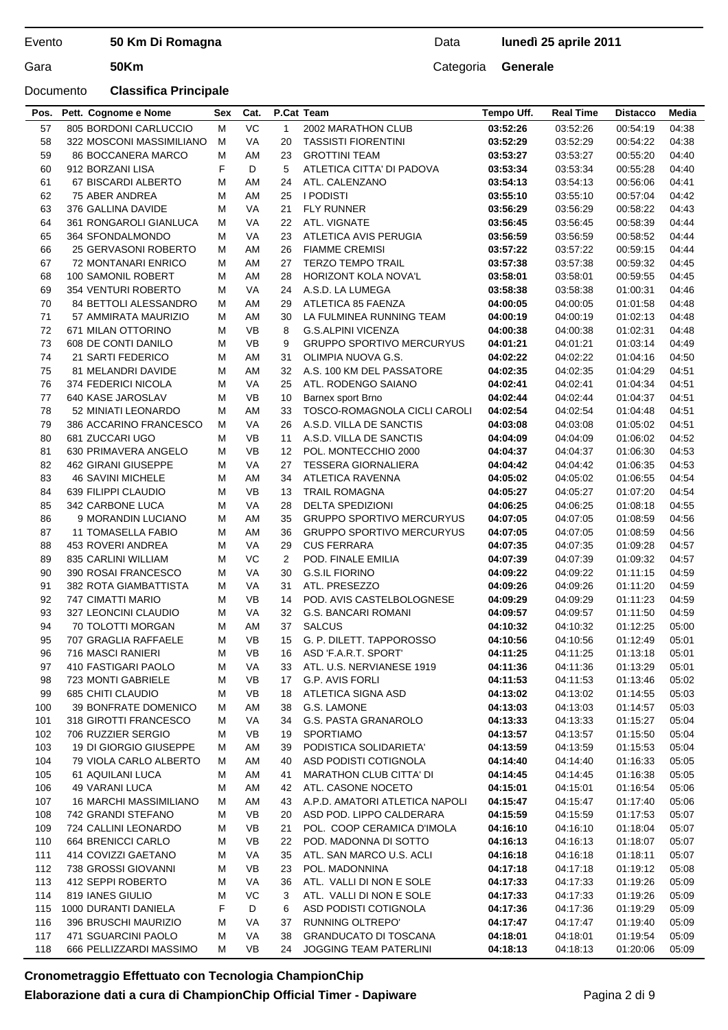Evento **50 Km Di Romagna** Data **lunedì 25 aprile 2011**

Gara **50Km** Categoria **Generale**

Documento **Classifica Principale**

| Pos. | Pett. | Cognome e Nome | Sex | Cat. | P.Cat | Team | Tempo Uff. | Real Time | Distacco | Media |
|---|---|---|---|---|---|---|---|---|---|---|
| 57 | 805 | BORDONI CARLUCCIO | M | VC | 1 | 2002 MARATHON CLUB | **03:52:26** | 03:52:26 | 00:54:19 | 04:38 |
| 58 | 322 | MOSCONI MASSIMILIANO | M | VA | 20 | TASSISTI FIORENTINI | **03:52:29** | 03:52:29 | 00:54:22 | 04:38 |
| 59 | 86 | BOCCANERA MARCO | M | AM | 23 | GROTTINI TEAM | **03:53:27** | 03:53:27 | 00:55:20 | 04:40 |
| 60 | 912 | BORZANI LISA | F | D | 5 | ATLETICA CITTA' DI PADOVA | **03:53:34** | 03:53:34 | 00:55:28 | 04:40 |
| 61 | 67 | BISCARDI ALBERTO | M | AM | 24 | ATL. CALENZANO | **03:54:13** | 03:54:13 | 00:56:06 | 04:41 |
| 62 | 75 | ABER ANDREA | M | AM | 25 | I PODISTI | **03:55:10** | 03:55:10 | 00:57:04 | 04:42 |
| 63 | 376 | GALLINA DAVIDE | M | VA | 21 | FLY RUNNER | **03:56:29** | 03:56:29 | 00:58:22 | 04:43 |
| 64 | 361 | RONGAROLI GIANLUCA | M | VA | 22 | ATL. VIGNATE | **03:56:45** | 03:56:45 | 00:58:39 | 04:44 |
| 65 | 364 | SFONDALMONDO | M | VA | 23 | ATLETICA AVIS PERUGIA | **03:56:59** | 03:56:59 | 00:58:52 | 04:44 |
| 66 | 25 | GERVASONI ROBERTO | M | AM | 26 | FIAMME CREMISI | **03:57:22** | 03:57:22 | 00:59:15 | 04:44 |
| 67 | 72 | MONTANARI ENRICO | M | AM | 27 | TERZO TEMPO TRAIL | **03:57:38** | 03:57:38 | 00:59:32 | 04:45 |
| 68 | 100 | SAMONIL ROBERT | M | AM | 28 | HORIZONT KOLA NOVA'L | **03:58:01** | 03:58:01 | 00:59:55 | 04:45 |
| 69 | 354 | VENTURI ROBERTO | M | VA | 24 | A.S.D. LA LUMEGA | **03:58:38** | 03:58:38 | 01:00:31 | 04:46 |
| 70 | 84 | BETTOLI ALESSANDRO | M | AM | 29 | ATLETICA 85 FAENZA | **04:00:05** | 04:00:05 | 01:01:58 | 04:48 |
| 71 | 57 | AMMIRATA MAURIZIO | M | AM | 30 | LA FULMINEA RUNNING TEAM | **04:00:19** | 04:00:19 | 01:02:13 | 04:48 |
| 72 | 671 | MILAN OTTORINO | M | VB | 8 | G.S.ALPINI VICENZA | **04:00:38** | 04:00:38 | 01:02:31 | 04:48 |
| 73 | 608 | DE CONTI DANILO | M | VB | 9 | GRUPPO SPORTIVO MERCURYUS | **04:01:21** | 04:01:21 | 01:03:14 | 04:49 |
| 74 | 21 | SARTI FEDERICO | M | AM | 31 | OLIMPIA NUOVA G.S. | **04:02:22** | 04:02:22 | 01:04:16 | 04:50 |
| 75 | 81 | MELANDRI DAVIDE | M | AM | 32 | A.S. 100 KM DEL PASSATORE | **04:02:35** | 04:02:35 | 01:04:29 | 04:51 |
| 76 | 374 | FEDERICI NICOLA | M | VA | 25 | ATL. RODENGO SAIANO | **04:02:41** | 04:02:41 | 01:04:34 | 04:51 |
| 77 | 640 | KASE JAROSLAV | M | VB | 10 | Barnex sport Brno | **04:02:44** | 04:02:44 | 01:04:37 | 04:51 |
| 78 | 52 | MINIATI LEONARDO | M | AM | 33 | TOSCO-ROMAGNOLA CICLI CAROLI | **04:02:54** | 04:02:54 | 01:04:48 | 04:51 |
| 79 | 386 | ACCARINO FRANCESCO | M | VA | 26 | A.S.D. VILLA DE SANCTIS | **04:03:08** | 04:03:08 | 01:05:02 | 04:51 |
| 80 | 681 | ZUCCARI UGO | M | VB | 11 | A.S.D. VILLA DE SANCTIS | **04:04:09** | 04:04:09 | 01:06:02 | 04:52 |
| 81 | 630 | PRIMAVERA ANGELO | M | VB | 12 | POL. MONTECCHIO 2000 | **04:04:37** | 04:04:37 | 01:06:30 | 04:53 |
| 82 | 462 | GIRANI GIUSEPPE | M | VA | 27 | TESSERA GIORNALIERA | **04:04:42** | 04:04:42 | 01:06:35 | 04:53 |
| 83 | 46 | SAVINI MICHELE | M | AM | 34 | ATLETICA RAVENNA | **04:05:02** | 04:05:02 | 01:06:55 | 04:54 |
| 84 | 639 | FILIPPI CLAUDIO | M | VB | 13 | TRAIL ROMAGNA | **04:05:27** | 04:05:27 | 01:07:20 | 04:54 |
| 85 | 342 | CARBONE LUCA | M | VA | 28 | DELTA SPEDIZIONI | **04:06:25** | 04:06:25 | 01:08:18 | 04:55 |
| 86 | 9 | MORANDIN LUCIANO | M | AM | 35 | GRUPPO SPORTIVO MERCURYUS | **04:07:05** | 04:07:05 | 01:08:59 | 04:56 |
| 87 | 11 | TOMASELLA FABIO | M | AM | 36 | GRUPPO SPORTIVO MERCURYUS | **04:07:05** | 04:07:05 | 01:08:59 | 04:56 |
| 88 | 453 | ROVERI ANDREA | M | VA | 29 | CUS FERRARA | **04:07:35** | 04:07:35 | 01:09:28 | 04:57 |
| 89 | 835 | CARLINI WILLIAM | M | VC | 2 | POD. FINALE EMILIA | **04:07:39** | 04:07:39 | 01:09:32 | 04:57 |
| 90 | 390 | ROSAI FRANCESCO | M | VA | 30 | G.S.IL FIORINO | **04:09:22** | 04:09:22 | 01:11:15 | 04:59 |
| 91 | 382 | ROTA GIAMBATTISTA | M | VA | 31 | ATL. PRESEZZO | **04:09:26** | 04:09:26 | 01:11:20 | 04:59 |
| 92 | 747 | CIMATTI MARIO | M | VB | 14 | POD. AVIS CASTELBOLOGNESE | **04:09:29** | 04:09:29 | 01:11:23 | 04:59 |
| 93 | 327 | LEONCINI CLAUDIO | M | VA | 32 | G.S. BANCARI ROMANI | **04:09:57** | 04:09:57 | 01:11:50 | 04:59 |
| 94 | 70 | TOLOTTI MORGAN | M | AM | 37 | SALCUS | **04:10:32** | 04:10:32 | 01:12:25 | 05:00 |
| 95 | 707 | GRAGLIA RAFFAELE | M | VB | 15 | G. P. DILETT. TAPPOROSSO | **04:10:56** | 04:10:56 | 01:12:49 | 05:01 |
| 96 | 716 | MASCI RANIERI | M | VB | 16 | ASD 'F.A.R.T. SPORT' | **04:11:25** | 04:11:25 | 01:13:18 | 05:01 |
| 97 | 410 | FASTIGARI PAOLO | M | VA | 33 | ATL. U.S. NERVIANESE 1919 | **04:11:36** | 04:11:36 | 01:13:29 | 05:01 |
| 98 | 723 | MONTI GABRIELE | M | VB | 17 | G.P. AVIS FORLI | **04:11:53** | 04:11:53 | 01:13:46 | 05:02 |
| 99 | 685 | CHITI CLAUDIO | M | VB | 18 | ATLETICA SIGNA ASD | **04:13:02** | 04:13:02 | 01:14:55 | 05:03 |
| 100 | 39 | BONFRATE DOMENICO | M | AM | 38 | G.S. LAMONE | **04:13:03** | 04:13:03 | 01:14:57 | 05:03 |
| 101 | 318 | GIROTTI FRANCESCO | M | VA | 34 | G.S. PASTA GRANAROLO | **04:13:33** | 04:13:33 | 01:15:27 | 05:04 |
| 102 | 706 | RUZZIER SERGIO | M | VB | 19 | SPORTIAMO | **04:13:57** | 04:13:57 | 01:15:50 | 05:04 |
| 103 | 19 | DI GIORGIO GIUSEPPE | M | AM | 39 | PODISTICA SOLIDARIETA' | **04:13:59** | 04:13:59 | 01:15:53 | 05:04 |
| 104 | 79 | VIOLA CARLO ALBERTO | M | AM | 40 | ASD PODISTI COTIGNOLA | **04:14:40** | 04:14:40 | 01:16:33 | 05:05 |
| 105 | 61 | AQUILANI LUCA | M | AM | 41 | MARATHON CLUB CITTA' DI | **04:14:45** | 04:14:45 | 01:16:38 | 05:05 |
| 106 | 49 | VARANI LUCA | M | AM | 42 | ATL. CASONE NOCETO | **04:15:01** | 04:15:01 | 01:16:54 | 05:06 |
| 107 | 16 | MARCHI MASSIMILIANO | M | AM | 43 | A.P.D. AMATORI ATLETICA NAPOLI | **04:15:47** | 04:15:47 | 01:17:40 | 05:06 |
| 108 | 742 | GRANDI STEFANO | M | VB | 20 | ASD POD. LIPPO CALDERARA | **04:15:59** | 04:15:59 | 01:17:53 | 05:07 |
| 109 | 724 | CALLINI LEONARDO | M | VB | 21 | POL. COOP CERAMICA D'IMOLA | **04:16:10** | 04:16:10 | 01:18:04 | 05:07 |
| 110 | 664 | BRENICCI CARLO | M | VB | 22 | POD. MADONNA DI SOTTO | **04:16:13** | 04:16:13 | 01:18:07 | 05:07 |
| 111 | 414 | COVIZZI GAETANO | M | VA | 35 | ATL. SAN MARCO U.S. ACLI | **04:16:18** | 04:16:18 | 01:18:11 | 05:07 |
| 112 | 738 | GROSSI GIOVANNI | M | VB | 23 | POL. MADONNINA | **04:17:18** | 04:17:18 | 01:19:12 | 05:08 |
| 113 | 412 | SEPPI ROBERTO | M | VA | 36 | ATL. VALLI DI NON E SOLE | **04:17:33** | 04:17:33 | 01:19:26 | 05:09 |
| 114 | 819 | IANES GIULIO | M | VC | 3 | ATL. VALLI DI NON E SOLE | **04:17:33** | 04:17:33 | 01:19:26 | 05:09 |
| 115 | 1000 | DURANTI DANIELA | F | D | 6 | ASD PODISTI COTIGNOLA | **04:17:36** | 04:17:36 | 01:19:29 | 05:09 |
| 116 | 396 | BRUSCHI MAURIZIO | M | VA | 37 | RUNNING OLTREPO' | **04:17:47** | 04:17:47 | 01:19:40 | 05:09 |
| 117 | 471 | SGUARCINI PAOLO | M | VA | 38 | GRANDUCATO DI TOSCANA | **04:18:01** | 04:18:01 | 01:19:54 | 05:09 |
| 118 | 666 | PELLIZZARDI MASSIMO | M | VB | 24 | JOGGING TEAM PATERLINI | **04:18:13** | 04:18:13 | 01:20:06 | 05:09 |

**Cronometraggio Effettuato con Tecnologia ChampionChip**

**Elaborazione dati a cura di ChampionChip Official Timer - Dapiware**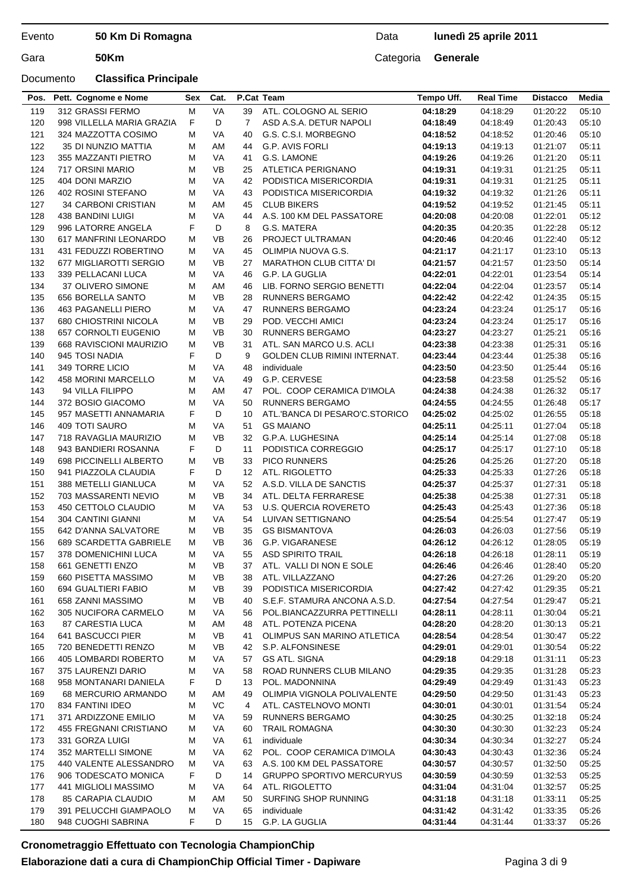Evento **50 Km Di Romagna** Data **lunedì 25 aprile 2011**

Gara **50Km** Categoria **Generale**

Documento **Classifica Principale**

| Pos. | Pett. | Cognome e Nome | Sex | Cat. | P.Cat | Team | Tempo Uff. | Real Time | Distacco | Media |
|---|---|---|---|---|---|---|---|---|---|---|
| 119 | 312 | GRASSI FERMO | M | VA | 39 | ATL. COLOGNO AL SERIO | **04:18:29** | 04:18:29 | 01:20:22 | 05:10 |
| 120 | 998 | VILLELLA MARIA GRAZIA | F | D | 7 | ASD A.S.A. DETUR NAPOLI | **04:18:49** | 04:18:49 | 01:20:43 | 05:10 |
| 121 | 324 | MAZZOTTA COSIMO | M | VA | 40 | G.S. C.S.I. MORBEGNO | **04:18:52** | 04:18:52 | 01:20:46 | 05:10 |
| 122 | 35 | DI NUNZIO MATTIA | M | AM | 44 | G.P. AVIS FORLI | **04:19:13** | 04:19:13 | 01:21:07 | 05:11 |
| 123 | 355 | MAZZANTI PIETRO | M | VA | 41 | G.S. LAMONE | **04:19:26** | 04:19:26 | 01:21:20 | 05:11 |
| 124 | 717 | ORSINI MARIO | M | VB | 25 | ATLETICA PERIGNANO | **04:19:31** | 04:19:31 | 01:21:25 | 05:11 |
| 125 | 404 | DONI MARZIO | M | VA | 42 | PODISTICA MISERICORDIA | **04:19:31** | 04:19:31 | 01:21:25 | 05:11 |
| 126 | 402 | ROSINI STEFANO | M | VA | 43 | PODISTICA MISERICORDIA | **04:19:32** | 04:19:32 | 01:21:26 | 05:11 |
| 127 | 34 | CARBONI CRISTIAN | M | AM | 45 | CLUB BIKERS | **04:19:52** | 04:19:52 | 01:21:45 | 05:11 |
| 128 | 438 | BANDINI LUIGI | M | VA | 44 | A.S. 100 KM DEL PASSATORE | **04:20:08** | 04:20:08 | 01:22:01 | 05:12 |
| 129 | 996 | LATORRE ANGELA | F | D | 8 | G.S. MATERA | **04:20:35** | 04:20:35 | 01:22:28 | 05:12 |
| 130 | 617 | MANFRINI LEONARDO | M | VB | 26 | PROJECT ULTRAMAN | **04:20:46** | 04:20:46 | 01:22:40 | 05:12 |
| 131 | 431 | FEDUZZI ROBERTINO | M | VA | 45 | OLIMPIA NUOVA G.S. | **04:21:17** | 04:21:17 | 01:23:10 | 05:13 |
| 132 | 677 | MIGLIAROTTI SERGIO | M | VB | 27 | MARATHON CLUB CITTA' DI | **04:21:57** | 04:21:57 | 01:23:50 | 05:14 |
| 133 | 339 | PELLACANI LUCA | M | VA | 46 | G.P. LA GUGLIA | **04:22:01** | 04:22:01 | 01:23:54 | 05:14 |
| 134 | 37 | OLIVERO SIMONE | M | AM | 46 | LIB. FORNO SERGIO BENETTI | **04:22:04** | 04:22:04 | 01:23:57 | 05:14 |
| 135 | 656 | BORELLA SANTO | M | VB | 28 | RUNNERS BERGAMO | **04:22:42** | 04:22:42 | 01:24:35 | 05:15 |
| 136 | 463 | PAGANELLI PIERO | M | VA | 47 | RUNNERS BERGAMO | **04:23:24** | 04:23:24 | 01:25:17 | 05:16 |
| 137 | 680 | CHIOSTRINI NICOLA | M | VB | 29 | POD. VECCHI AMICI | **04:23:24** | 04:23:24 | 01:25:17 | 05:16 |
| 138 | 657 | CORNOLTI EUGENIO | M | VB | 30 | RUNNERS BERGAMO | **04:23:27** | 04:23:27 | 01:25:21 | 05:16 |
| 139 | 668 | RAVISCIONI MAURIZIO | M | VB | 31 | ATL. SAN MARCO U.S. ACLI | **04:23:38** | 04:23:38 | 01:25:31 | 05:16 |
| 140 | 945 | TOSI NADIA | F | D | 9 | GOLDEN CLUB RIMINI INTERNAT. | **04:23:44** | 04:23:44 | 01:25:38 | 05:16 |
| 141 | 349 | TORRE LICIO | M | VA | 48 | individuale | **04:23:50** | 04:23:50 | 01:25:44 | 05:16 |
| 142 | 458 | MORINI MARCELLO | M | VA | 49 | G.P. CERVESE | **04:23:58** | 04:23:58 | 01:25:52 | 05:16 |
| 143 | 94 | VILLA FILIPPO | M | AM | 47 | POL. COOP CERAMICA D'IMOLA | **04:24:38** | 04:24:38 | 01:26:32 | 05:17 |
| 144 | 372 | BOSIO GIACOMO | M | VA | 50 | RUNNERS BERGAMO | **04:24:55** | 04:24:55 | 01:26:48 | 05:17 |
| 145 | 957 | MASETTI ANNAMARIA | F | D | 10 | ATL.'BANCA DI PESARO'C.STORICO | **04:25:02** | 04:25:02 | 01:26:55 | 05:18 |
| 146 | 409 | TOTI SAURO | M | VA | 51 | GS MAIANO | **04:25:11** | 04:25:11 | 01:27:04 | 05:18 |
| 147 | 718 | RAVAGLIA MAURIZIO | M | VB | 32 | G.P.A. LUGHESINA | **04:25:14** | 04:25:14 | 01:27:08 | 05:18 |
| 148 | 943 | BANDIERI ROSANNA | F | D | 11 | PODISTICA CORREGGIO | **04:25:17** | 04:25:17 | 01:27:10 | 05:18 |
| 149 | 698 | PICCINELLI ALBERTO | M | VB | 33 | PICO RUNNERS | **04:25:26** | 04:25:26 | 01:27:20 | 05:18 |
| 150 | 941 | PIAZZOLA CLAUDIA | F | D | 12 | ATL. RIGOLETTO | **04:25:33** | 04:25:33 | 01:27:26 | 05:18 |
| 151 | 388 | METELLI GIANLUCA | M | VA | 52 | A.S.D. VILLA DE SANCTIS | **04:25:37** | 04:25:37 | 01:27:31 | 05:18 |
| 152 | 703 | MASSARENTI NEVIO | M | VB | 34 | ATL. DELTA FERRARESE | **04:25:38** | 04:25:38 | 01:27:31 | 05:18 |
| 153 | 450 | CETTOLO CLAUDIO | M | VA | 53 | U.S. QUERCIA ROVERETO | **04:25:43** | 04:25:43 | 01:27:36 | 05:18 |
| 154 | 304 | CANTINI GIANNI | M | VA | 54 | LUIVAN SETTIGNANO | **04:25:54** | 04:25:54 | 01:27:47 | 05:19 |
| 155 | 642 | D'ANNA SALVATORE | M | VB | 35 | GS BISMANTOVA | **04:26:03** | 04:26:03 | 01:27:56 | 05:19 |
| 156 | 689 | SCARDETTA GABRIELE | M | VB | 36 | G.P. VIGARANESE | **04:26:12** | 04:26:12 | 01:28:05 | 05:19 |
| 157 | 378 | DOMENICHINI LUCA | M | VA | 55 | ASD SPIRITO TRAIL | **04:26:18** | 04:26:18 | 01:28:11 | 05:19 |
| 158 | 661 | GENETTI ENZO | M | VB | 37 | ATL. VALLI DI NON E SOLE | **04:26:46** | 04:26:46 | 01:28:40 | 05:20 |
| 159 | 660 | PISETTA MASSIMO | M | VB | 38 | ATL. VILLAZZANO | **04:27:26** | 04:27:26 | 01:29:20 | 05:20 |
| 160 | 694 | GUALTIERI FABIO | M | VB | 39 | PODISTICA MISERICORDIA | **04:27:42** | 04:27:42 | 01:29:35 | 05:21 |
| 161 | 658 | ZANNI MASSIMO | M | VB | 40 | S.E.F. STAMURA ANCONA A.S.D. | **04:27:54** | 04:27:54 | 01:29:47 | 05:21 |
| 162 | 305 | NUCIFORA CARMELO | M | VA | 56 | POL.BIANCAZZURRA PETTINELLI | **04:28:11** | 04:28:11 | 01:30:04 | 05:21 |
| 163 | 87 | CARESTIA LUCA | M | AM | 48 | ATL. POTENZA PICENA | **04:28:20** | 04:28:20 | 01:30:13 | 05:21 |
| 164 | 641 | BASCUCCI PIER | M | VB | 41 | OLIMPUS SAN MARINO ATLETICA | **04:28:54** | 04:28:54 | 01:30:47 | 05:22 |
| 165 | 720 | BENEDETTI RENZO | M | VB | 42 | S.P. ALFONSINESE | **04:29:01** | 04:29:01 | 01:30:54 | 05:22 |
| 166 | 405 | LOMBARDI ROBERTO | M | VA | 57 | GS ATL. SIGNA | **04:29:18** | 04:29:18 | 01:31:11 | 05:23 |
| 167 | 375 | LAURENZI DARIO | M | VA | 58 | ROAD RUNNERS CLUB MILANO | **04:29:35** | 04:29:35 | 01:31:28 | 05:23 |
| 168 | 958 | MONTANARI DANIELA | F | D | 13 | POL. MADONNINA | **04:29:49** | 04:29:49 | 01:31:43 | 05:23 |
| 169 | 68 | MERCURIO ARMANDO | M | AM | 49 | OLIMPIA VIGNOLA POLIVALENTE | **04:29:50** | 04:29:50 | 01:31:43 | 05:23 |
| 170 | 834 | FANTINI IDEO | M | VC | 4 | ATL. CASTELNOVO MONTI | **04:30:01** | 04:30:01 | 01:31:54 | 05:24 |
| 171 | 371 | ARDIZZONE EMILIO | M | VA | 59 | RUNNERS BERGAMO | **04:30:25** | 04:30:25 | 01:32:18 | 05:24 |
| 172 | 455 | FREGNANI CRISTIANO | M | VA | 60 | TRAIL ROMAGNA | **04:30:30** | 04:30:30 | 01:32:23 | 05:24 |
| 173 | 331 | GORZA LUIGI | M | VA | 61 | individuale | **04:30:34** | 04:30:34 | 01:32:27 | 05:24 |
| 174 | 352 | MARTELLI SIMONE | M | VA | 62 | POL. COOP CERAMICA D'IMOLA | **04:30:43** | 04:30:43 | 01:32:36 | 05:24 |
| 175 | 440 | VALENTE ALESSANDRO | M | VA | 63 | A.S. 100 KM DEL PASSATORE | **04:30:57** | 04:30:57 | 01:32:50 | 05:25 |
| 176 | 906 | TODESCATO MONICA | F | D | 14 | GRUPPO SPORTIVO MERCURYUS | **04:30:59** | 04:30:59 | 01:32:53 | 05:25 |
| 177 | 441 | MIGLIOLI MASSIMO | M | VA | 64 | ATL. RIGOLETTO | **04:31:04** | 04:31:04 | 01:32:57 | 05:25 |
| 178 | 85 | CARAPIA CLAUDIO | M | AM | 50 | SURFING SHOP RUNNING | **04:31:18** | 04:31:18 | 01:33:11 | 05:25 |
| 179 | 391 | PELUCCHI GIAMPAOLO | M | VA | 65 | individuale | **04:31:42** | 04:31:42 | 01:33:35 | 05:26 |
| 180 | 948 | CUOGHI SABRINA | F | D | 15 | G.P. LA GUGLIA | **04:31:44** | 04:31:44 | 01:33:37 | 05:26 |

**Cronometraggio Effettuato con Tecnologia ChampionChip**

**Elaborazione dati a cura di ChampionChip Official Timer - Dapiware**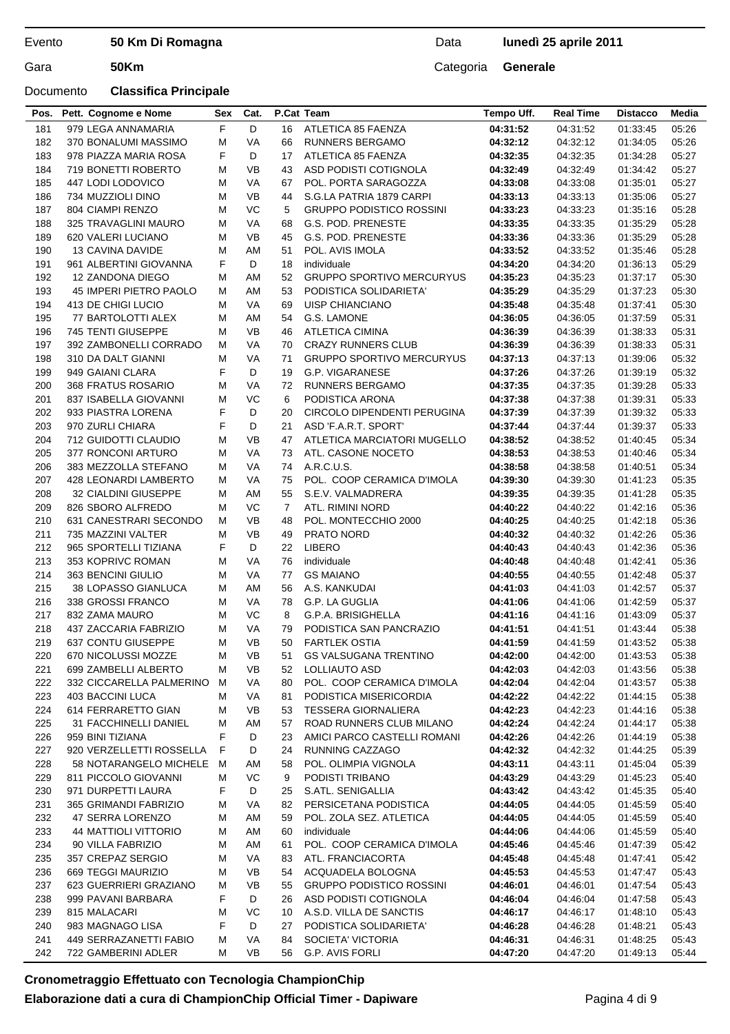Evento **50 Km Di Romagna** Data **lunedì 25 aprile 2011**

Gara **50Km** Categoria **Generale**

Documento **Classifica Principale**

| Pos. | Pett. | Cognome e Nome | Sex | Cat. | P.Cat | Team | Tempo Uff. | Real Time | Distacco | Media |
|---|---|---|---|---|---|---|---|---|---|---|
| 181 | 979 | LEGA ANNAMARIA | F | D | 16 | ATLETICA 85 FAENZA | **04:31:52** | 04:31:52 | 01:33:45 | 05:26 |
| 182 | 370 | BONALUMI MASSIMO | M | VA | 66 | RUNNERS BERGAMO | **04:32:12** | 04:32:12 | 01:34:05 | 05:26 |
| 183 | 978 | PIAZZA MARIA ROSA | F | D | 17 | ATLETICA 85 FAENZA | **04:32:35** | 04:32:35 | 01:34:28 | 05:27 |
| 184 | 719 | BONETTI ROBERTO | M | VB | 43 | ASD PODISTI COTIGNOLA | **04:32:49** | 04:32:49 | 01:34:42 | 05:27 |
| 185 | 447 | LODI LODOVICO | M | VA | 67 | POL. PORTA SARAGOZZA | **04:33:08** | 04:33:08 | 01:35:01 | 05:27 |
| 186 | 734 | MUZZIOLI DINO | M | VB | 44 | S.G.LA PATRIA 1879 CARPI | **04:33:13** | 04:33:13 | 01:35:06 | 05:27 |
| 187 | 804 | CIAMPI RENZO | M | VC | 5 | GRUPPO PODISTICO ROSSINI | **04:33:23** | 04:33:23 | 01:35:16 | 05:28 |
| 188 | 325 | TRAVAGLINI MAURO | M | VA | 68 | G.S. POD. PRENESTE | **04:33:35** | 04:33:35 | 01:35:29 | 05:28 |
| 189 | 620 | VALERI LUCIANO | M | VB | 45 | G.S. POD. PRENESTE | **04:33:36** | 04:33:36 | 01:35:29 | 05:28 |
| 190 | 13 | CAVINA DAVIDE | M | AM | 51 | POL. AVIS IMOLA | **04:33:52** | 04:33:52 | 01:35:46 | 05:28 |
| 191 | 961 | ALBERTINI GIOVANNA | F | D | 18 | individuale | **04:34:20** | 04:34:20 | 01:36:13 | 05:29 |
| 192 | 12 | ZANDONA DIEGO | M | AM | 52 | GRUPPO SPORTIVO MERCURYUS | **04:35:23** | 04:35:23 | 01:37:17 | 05:30 |
| 193 | 45 | IMPERI PIETRO PAOLO | M | AM | 53 | PODISTICA SOLIDARIETA' | **04:35:29** | 04:35:29 | 01:37:23 | 05:30 |
| 194 | 413 | DE CHIGI LUCIO | M | VA | 69 | UISP CHIANCIANO | **04:35:48** | 04:35:48 | 01:37:41 | 05:30 |
| 195 | 77 | BARTOLOTTI ALEX | M | AM | 54 | G.S. LAMONE | **04:36:05** | 04:36:05 | 01:37:59 | 05:31 |
| 196 | 745 | TENTI GIUSEPPE | M | VB | 46 | ATLETICA CIMINA | **04:36:39** | 04:36:39 | 01:38:33 | 05:31 |
| 197 | 392 | ZAMBONELLI CORRADO | M | VA | 70 | CRAZY RUNNERS CLUB | **04:36:39** | 04:36:39 | 01:38:33 | 05:31 |
| 198 | 310 | DA DALT GIANNI | M | VA | 71 | GRUPPO SPORTIVO MERCURYUS | **04:37:13** | 04:37:13 | 01:39:06 | 05:32 |
| 199 | 949 | GAIANI CLARA | F | D | 19 | G.P. VIGARANESE | **04:37:26** | 04:37:26 | 01:39:19 | 05:32 |
| 200 | 368 | FRATUS ROSARIO | M | VA | 72 | RUNNERS BERGAMO | **04:37:35** | 04:37:35 | 01:39:28 | 05:33 |
| 201 | 837 | ISABELLA GIOVANNI | M | VC | 6 | PODISTICA ARONA | **04:37:38** | 04:37:38 | 01:39:31 | 05:33 |
| 202 | 933 | PIASTRA LORENA | F | D | 20 | CIRCOLO DIPENDENTI PERUGINA | **04:37:39** | 04:37:39 | 01:39:32 | 05:33 |
| 203 | 970 | ZURLI CHIARA | F | D | 21 | ASD 'F.A.R.T. SPORT' | **04:37:44** | 04:37:44 | 01:39:37 | 05:33 |
| 204 | 712 | GUIDOTTI CLAUDIO | M | VB | 47 | ATLETICA MARCIATORI MUGELLO | **04:38:52** | 04:38:52 | 01:40:45 | 05:34 |
| 205 | 377 | RONCONI ARTURO | M | VA | 73 | ATL. CASONE NOCETO | **04:38:53** | 04:38:53 | 01:40:46 | 05:34 |
| 206 | 383 | MEZZOLLA STEFANO | M | VA | 74 | A.R.C.U.S. | **04:38:58** | 04:38:58 | 01:40:51 | 05:34 |
| 207 | 428 | LEONARDI LAMBERTO | M | VA | 75 | POL. COOP CERAMICA D'IMOLA | **04:39:30** | 04:39:30 | 01:41:23 | 05:35 |
| 208 | 32 | CIALDINI GIUSEPPE | M | AM | 55 | S.E.V. VALMADRERA | **04:39:35** | 04:39:35 | 01:41:28 | 05:35 |
| 209 | 826 | SBORO ALFREDO | M | VC | 7 | ATL. RIMINI NORD | **04:40:22** | 04:40:22 | 01:42:16 | 05:36 |
| 210 | 631 | CANESTRARI SECONDO | M | VB | 48 | POL. MONTECCHIO 2000 | **04:40:25** | 04:40:25 | 01:42:18 | 05:36 |
| 211 | 735 | MAZZINI VALTER | M | VB | 49 | PRATO NORD | **04:40:32** | 04:40:32 | 01:42:26 | 05:36 |
| 212 | 965 | SPORTELLI TIZIANA | F | D | 22 | LIBERO | **04:40:43** | 04:40:43 | 01:42:36 | 05:36 |
| 213 | 353 | KOPRIVC ROMAN | M | VA | 76 | individuale | **04:40:48** | 04:40:48 | 01:42:41 | 05:36 |
| 214 | 363 | BENCINI GIULIO | M | VA | 77 | GS MAIANO | **04:40:55** | 04:40:55 | 01:42:48 | 05:37 |
| 215 | 38 | LOPASSO GIANLUCA | M | AM | 56 | A.S. KANKUDAI | **04:41:03** | 04:41:03 | 01:42:57 | 05:37 |
| 216 | 338 | GROSSI FRANCO | M | VA | 78 | G.P. LA GUGLIA | **04:41:06** | 04:41:06 | 01:42:59 | 05:37 |
| 217 | 832 | ZAMA MAURO | M | VC | 8 | G.P.A. BRISIGHELLA | **04:41:16** | 04:41:16 | 01:43:09 | 05:37 |
| 218 | 437 | ZACCARIA FABRIZIO | M | VA | 79 | PODISTICA SAN PANCRAZIO | **04:41:51** | 04:41:51 | 01:43:44 | 05:38 |
| 219 | 637 | CONTU GIUSEPPE | M | VB | 50 | FARTLEK OSTIA | **04:41:59** | 04:41:59 | 01:43:52 | 05:38 |
| 220 | 670 | NICOLUSSI MOZZE | M | VB | 51 | GS VALSUGANA TRENTINO | **04:42:00** | 04:42:00 | 01:43:53 | 05:38 |
| 221 | 699 | ZAMBELLI ALBERTO | M | VB | 52 | LOLLIAUTO ASD | **04:42:03** | 04:42:03 | 01:43:56 | 05:38 |
| 222 | 332 | CICCARELLA PALMERINO | M | VA | 80 | POL. COOP CERAMICA D'IMOLA | **04:42:04** | 04:42:04 | 01:43:57 | 05:38 |
| 223 | 403 | BACCINI LUCA | M | VA | 81 | PODISTICA MISERICORDIA | **04:42:22** | 04:42:22 | 01:44:15 | 05:38 |
| 224 | 614 | FERRARETTO GIAN | M | VB | 53 | TESSERA GIORNALIERA | **04:42:23** | 04:42:23 | 01:44:16 | 05:38 |
| 225 | 31 | FACCHINELLI DANIEL | M | AM | 57 | ROAD RUNNERS CLUB MILANO | **04:42:24** | 04:42:24 | 01:44:17 | 05:38 |
| 226 | 959 | BINI TIZIANA | F | D | 23 | AMICI PARCO CASTELLI ROMANI | **04:42:26** | 04:42:26 | 01:44:19 | 05:38 |
| 227 | 920 | VERZELLETTI ROSSELLA | F | D | 24 | RUNNING CAZZAGO | **04:42:32** | 04:42:32 | 01:44:25 | 05:39 |
| 228 | 58 | NOTARANGELO MICHELE | M | AM | 58 | POL. OLIMPIA VIGNOLA | **04:43:11** | 04:43:11 | 01:45:04 | 05:39 |
| 229 | 811 | PICCOLO GIOVANNI | M | VC | 9 | PODISTI TRIBANO | **04:43:29** | 04:43:29 | 01:45:23 | 05:40 |
| 230 | 971 | DURPETTI LAURA | F | D | 25 | S.ATL. SENIGALLIA | **04:43:42** | 04:43:42 | 01:45:35 | 05:40 |
| 231 | 365 | GRIMANDI FABRIZIO | M | VA | 82 | PERSICETANA PODISTICA | **04:44:05** | 04:44:05 | 01:45:59 | 05:40 |
| 232 | 47 | SERRA LORENZO | M | AM | 59 | POL. ZOLA SEZ. ATLETICA | **04:44:05** | 04:44:05 | 01:45:59 | 05:40 |
| 233 | 44 | MATTIOLI VITTORIO | M | AM | 60 | individuale | **04:44:06** | 04:44:06 | 01:45:59 | 05:40 |
| 234 | 90 | VILLA FABRIZIO | M | AM | 61 | POL. COOP CERAMICA D'IMOLA | **04:45:46** | 04:45:46 | 01:47:39 | 05:42 |
| 235 | 357 | CREPAZ SERGIO | M | VA | 83 | ATL. FRANCIACORTA | **04:45:48** | 04:45:48 | 01:47:41 | 05:42 |
| 236 | 669 | TEGGI MAURIZIO | M | VB | 54 | ACQUADELA BOLOGNA | **04:45:53** | 04:45:53 | 01:47:47 | 05:43 |
| 237 | 623 | GUERRIERI GRAZIANO | M | VB | 55 | GRUPPO PODISTICO ROSSINI | **04:46:01** | 04:46:01 | 01:47:54 | 05:43 |
| 238 | 999 | PAVANI BARBARA | F | D | 26 | ASD PODISTI COTIGNOLA | **04:46:04** | 04:46:04 | 01:47:58 | 05:43 |
| 239 | 815 | MALACARI | M | VC | 10 | A.S.D. VILLA DE SANCTIS | **04:46:17** | 04:46:17 | 01:48:10 | 05:43 |
| 240 | 983 | MAGNAGO LISA | F | D | 27 | PODISTICA SOLIDARIETA' | **04:46:28** | 04:46:28 | 01:48:21 | 05:43 |
| 241 | 449 | SERRAZANETTI FABIO | M | VA | 84 | SOCIETA' VICTORIA | **04:46:31** | 04:46:31 | 01:48:25 | 05:43 |
| 242 | 722 | GAMBERINI ADLER | M | VB | 56 | G.P. AVIS FORLI | **04:47:20** | 04:47:20 | 01:49:13 | 05:44 |

**Cronometraggio Effettuato con Tecnologia ChampionChip**

**Elaborazione dati a cura di ChampionChip Official Timer - Dapiware**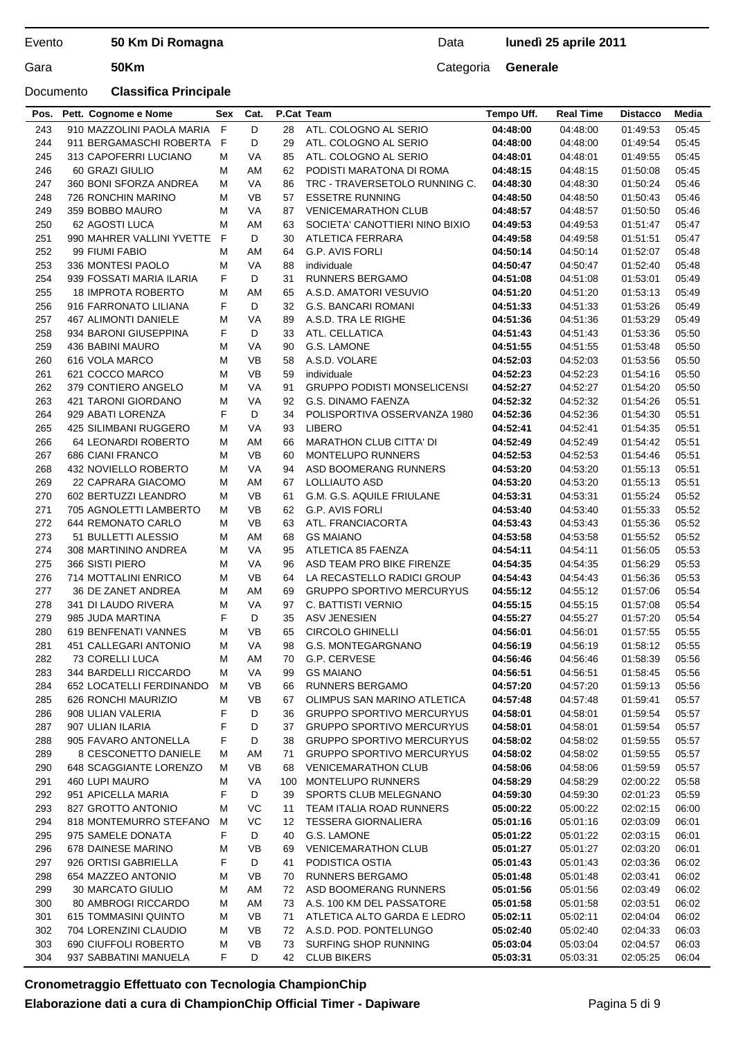Evento **50 Km Di Romagna** Data **lunedì 25 aprile 2011**

Gara **50Km** Categoria **Generale**

Documento **Classifica Principale**

| Pos. | Pett. | Cognome e Nome | Sex | Cat. | P.Cat | Team | Tempo Uff. | Real Time | Distacco | Media |
|---|---|---|---|---|---|---|---|---|---|---|
| 243 | 910 | MAZZOLINI PAOLA MARIA | F | D | 28 | ATL. COLOGNO AL SERIO | **04:48:00** | 04:48:00 | 01:49:53 | 05:45 |
| 244 | 911 | BERGAMASCHI ROBERTA | F | D | 29 | ATL. COLOGNO AL SERIO | **04:48:00** | 04:48:00 | 01:49:54 | 05:45 |
| 245 | 313 | CAPOFERRI LUCIANO | M | VA | 85 | ATL. COLOGNO AL SERIO | **04:48:01** | 04:48:01 | 01:49:55 | 05:45 |
| 246 | 60 | GRAZI GIULIO | M | AM | 62 | PODISTI MARATONA DI ROMA | **04:48:15** | 04:48:15 | 01:50:08 | 05:45 |
| 247 | 360 | BONI SFORZA ANDREA | M | VA | 86 | TRC - TRAVERSETOLO RUNNING C. | **04:48:30** | 04:48:30 | 01:50:24 | 05:46 |
| 248 | 726 | RONCHIN MARINO | M | VB | 57 | ESSETRE RUNNING | **04:48:50** | 04:48:50 | 01:50:43 | 05:46 |
| 249 | 359 | BOBBO MAURO | M | VA | 87 | VENICEMARATHON CLUB | **04:48:57** | 04:48:57 | 01:50:50 | 05:46 |
| 250 | 62 | AGOSTI LUCA | M | AM | 63 | SOCIETA' CANOTTIERI NINO BIXIO | **04:49:53** | 04:49:53 | 01:51:47 | 05:47 |
| 251 | 990 | MAHRER VALLINI YVETTE | F | D | 30 | ATLETICA FERRARA | **04:49:58** | 04:49:58 | 01:51:51 | 05:47 |
| 252 | 99 | FIUMI FABIO | M | AM | 64 | G.P. AVIS FORLI | **04:50:14** | 04:50:14 | 01:52:07 | 05:48 |
| 253 | 336 | MONTESI PAOLO | M | VA | 88 | individuale | **04:50:47** | 04:50:47 | 01:52:40 | 05:48 |
| 254 | 939 | FOSSATI MARIA ILARIA | F | D | 31 | RUNNERS BERGAMO | **04:51:08** | 04:51:08 | 01:53:01 | 05:49 |
| 255 | 18 | IMPROTA ROBERTO | M | AM | 65 | A.S.D. AMATORI VESUVIO | **04:51:20** | 04:51:20 | 01:53:13 | 05:49 |
| 256 | 916 | FARRONATO LILIANA | F | D | 32 | G.S. BANCARI ROMANI | **04:51:33** | 04:51:33 | 01:53:26 | 05:49 |
| 257 | 467 | ALIMONTI DANIELE | M | VA | 89 | A.S.D. TRA LE RIGHE | **04:51:36** | 04:51:36 | 01:53:29 | 05:49 |
| 258 | 934 | BARONI GIUSEPPINA | F | D | 33 | ATL. CELLATICA | **04:51:43** | 04:51:43 | 01:53:36 | 05:50 |
| 259 | 436 | BABINI MAURO | M | VA | 90 | G.S. LAMONE | **04:51:55** | 04:51:55 | 01:53:48 | 05:50 |
| 260 | 616 | VOLA MARCO | M | VB | 58 | A.S.D. VOLARE | **04:52:03** | 04:52:03 | 01:53:56 | 05:50 |
| 261 | 621 | COCCO MARCO | M | VB | 59 | individuale | **04:52:23** | 04:52:23 | 01:54:16 | 05:50 |
| 262 | 379 | CONTIERO ANGELO | M | VA | 91 | GRUPPO PODISTI MONSELICENSI | **04:52:27** | 04:52:27 | 01:54:20 | 05:50 |
| 263 | 421 | TARONI GIORDANO | M | VA | 92 | G.S. DINAMO FAENZA | **04:52:32** | 04:52:32 | 01:54:26 | 05:51 |
| 264 | 929 | ABATI LORENZA | F | D | 34 | POLISPORTIVA OSSERVANZA 1980 | **04:52:36** | 04:52:36 | 01:54:30 | 05:51 |
| 265 | 425 | SILIMBANI RUGGERO | M | VA | 93 | LIBERO | **04:52:41** | 04:52:41 | 01:54:35 | 05:51 |
| 266 | 64 | LEONARDI ROBERTO | M | AM | 66 | MARATHON CLUB CITTA' DI | **04:52:49** | 04:52:49 | 01:54:42 | 05:51 |
| 267 | 686 | CIANI FRANCO | M | VB | 60 | MONTELUPO RUNNERS | **04:52:53** | 04:52:53 | 01:54:46 | 05:51 |
| 268 | 432 | NOVIELLO ROBERTO | M | VA | 94 | ASD BOOMERANG RUNNERS | **04:53:20** | 04:53:20 | 01:55:13 | 05:51 |
| 269 | 22 | CAPRARA GIACOMO | M | AM | 67 | LOLLIAUTO ASD | **04:53:20** | 04:53:20 | 01:55:13 | 05:51 |
| 270 | 602 | BERTUZZI LEANDRO | M | VB | 61 | G.M. G.S. AQUILE FRIULANE | **04:53:31** | 04:53:31 | 01:55:24 | 05:52 |
| 271 | 705 | AGNOLETTI LAMBERTO | M | VB | 62 | G.P. AVIS FORLI | **04:53:40** | 04:53:40 | 01:55:33 | 05:52 |
| 272 | 644 | REMONATO CARLO | M | VB | 63 | ATL. FRANCIACORTA | **04:53:43** | 04:53:43 | 01:55:36 | 05:52 |
| 273 | 51 | BULLETTI ALESSIO | M | AM | 68 | GS MAIANO | **04:53:58** | 04:53:58 | 01:55:52 | 05:52 |
| 274 | 308 | MARTININO ANDREA | M | VA | 95 | ATLETICA 85 FAENZA | **04:54:11** | 04:54:11 | 01:56:05 | 05:53 |
| 275 | 366 | SISTI PIERO | M | VA | 96 | ASD TEAM PRO BIKE FIRENZE | **04:54:35** | 04:54:35 | 01:56:29 | 05:53 |
| 276 | 714 | MOTTALINI ENRICO | M | VB | 64 | LA RECASTELLO RADICI GROUP | **04:54:43** | 04:54:43 | 01:56:36 | 05:53 |
| 277 | 36 | DE ZANET ANDREA | M | AM | 69 | GRUPPO SPORTIVO MERCURYUS | **04:55:12** | 04:55:12 | 01:57:06 | 05:54 |
| 278 | 341 | DI LAUDO RIVERA | M | VA | 97 | C. BATTISTI VERNIO | **04:55:15** | 04:55:15 | 01:57:08 | 05:54 |
| 279 | 985 | JUDA MARTINA | F | D | 35 | ASV JENESIEN | **04:55:27** | 04:55:27 | 01:57:20 | 05:54 |
| 280 | 619 | BENFENATI VANNES | M | VB | 65 | CIRCOLO GHINELLI | **04:56:01** | 04:56:01 | 01:57:55 | 05:55 |
| 281 | 451 | CALLEGARI ANTONIO | M | VA | 98 | G.S. MONTEGARGNANO | **04:56:19** | 04:56:19 | 01:58:12 | 05:55 |
| 282 | 73 | CORELLI LUCA | M | AM | 70 | G.P. CERVESE | **04:56:46** | 04:56:46 | 01:58:39 | 05:56 |
| 283 | 344 | BARDELLI RICCARDO | M | VA | 99 | GS MAIANO | **04:56:51** | 04:56:51 | 01:58:45 | 05:56 |
| 284 | 652 | LOCATELLI FERDINANDO | M | VB | 66 | RUNNERS BERGAMO | **04:57:20** | 04:57:20 | 01:59:13 | 05:56 |
| 285 | 626 | RONCHI MAURIZIO | M | VB | 67 | OLIMPUS SAN MARINO ATLETICA | **04:57:48** | 04:57:48 | 01:59:41 | 05:57 |
| 286 | 908 | ULIAN VALERIA | F | D | 36 | GRUPPO SPORTIVO MERCURYUS | **04:58:01** | 04:58:01 | 01:59:54 | 05:57 |
| 287 | 907 | ULIAN ILARIA | F | D | 37 | GRUPPO SPORTIVO MERCURYUS | **04:58:01** | 04:58:01 | 01:59:54 | 05:57 |
| 288 | 905 | FAVARO ANTONELLA | F | D | 38 | GRUPPO SPORTIVO MERCURYUS | **04:58:02** | 04:58:02 | 01:59:55 | 05:57 |
| 289 | 8 | CESCONETTO DANIELE | M | AM | 71 | GRUPPO SPORTIVO MERCURYUS | **04:58:02** | 04:58:02 | 01:59:55 | 05:57 |
| 290 | 648 | SCAGGIANTE LORENZO | M | VB | 68 | VENICEMARATHON CLUB | **04:58:06** | 04:58:06 | 01:59:59 | 05:57 |
| 291 | 460 | LUPI MAURO | M | VA | 100 | MONTELUPO RUNNERS | **04:58:29** | 04:58:29 | 02:00:22 | 05:58 |
| 292 | 951 | APICELLA MARIA | F | D | 39 | SPORTS CLUB MELEGNANO | **04:59:30** | 04:59:30 | 02:01:23 | 05:59 |
| 293 | 827 | GROTTO ANTONIO | M | VC | 11 | TEAM ITALIA ROAD RUNNERS | **05:00:22** | 05:00:22 | 02:02:15 | 06:00 |
| 294 | 818 | MONTEMURRO STEFANO | M | VC | 12 | TESSERA GIORNALIERA | **05:01:16** | 05:01:16 | 02:03:09 | 06:01 |
| 295 | 975 | SAMELE DONATA | F | D | 40 | G.S. LAMONE | **05:01:22** | 05:01:22 | 02:03:15 | 06:01 |
| 296 | 678 | DAINESE MARINO | M | VB | 69 | VENICEMARATHON CLUB | **05:01:27** | 05:01:27 | 02:03:20 | 06:01 |
| 297 | 926 | ORTISI GABRIELLA | F | D | 41 | PODISTICA OSTIA | **05:01:43** | 05:01:43 | 02:03:36 | 06:02 |
| 298 | 654 | MAZZEO ANTONIO | M | VB | 70 | RUNNERS BERGAMO | **05:01:48** | 05:01:48 | 02:03:41 | 06:02 |
| 299 | 30 | MARCATO GIULIO | M | AM | 72 | ASD BOOMERANG RUNNERS | **05:01:56** | 05:01:56 | 02:03:49 | 06:02 |
| 300 | 80 | AMBROGI RICCARDO | M | AM | 73 | A.S. 100 KM DEL PASSATORE | **05:01:58** | 05:01:58 | 02:03:51 | 06:02 |
| 301 | 615 | TOMMASINI QUINTO | M | VB | 71 | ATLETICA ALTO GARDA E LEDRO | **05:02:11** | 05:02:11 | 02:04:04 | 06:02 |
| 302 | 704 | LORENZINI CLAUDIO | M | VB | 72 | A.S.D. POD. PONTELUNGO | **05:02:40** | 05:02:40 | 02:04:33 | 06:03 |
| 303 | 690 | CIUFFOLI ROBERTO | M | VB | 73 | SURFING SHOP RUNNING | **05:03:04** | 05:03:04 | 02:04:57 | 06:03 |
| 304 | 937 | SABBATINI MANUELA | F | D | 42 | CLUB BIKERS | **05:03:31** | 05:03:31 | 02:05:25 | 06:04 |

**Cronometraggio Effettuato con Tecnologia ChampionChip**

**Elaborazione dati a cura di ChampionChip Official Timer - Dapiware**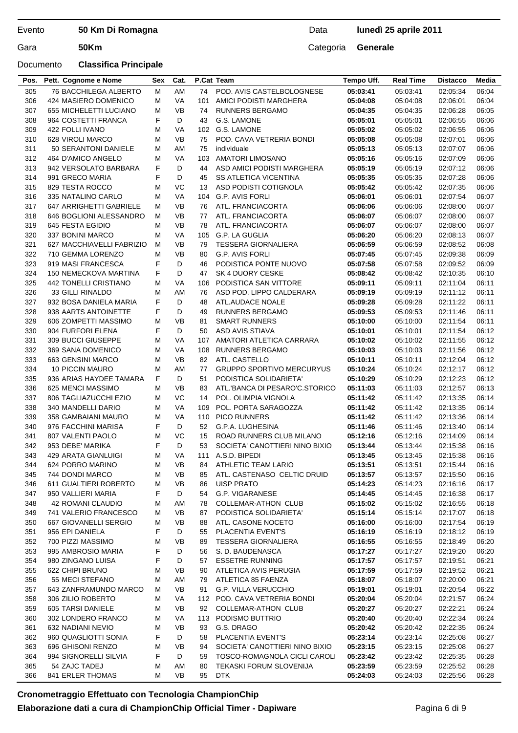Evento **50 Km Di Romagna** Data **lunedì 25 aprile 2011**

Gara **50Km** Categoria **Generale**

Documento **Classifica Principale**

| Pos. | Pett. | Cognome e Nome | Sex | Cat. | P.Cat | Team | Tempo Uff. | Real Time | Distacco | Media |
|---|---|---|---|---|---|---|---|---|---|---|
| 305 | 76 | BACCHILEGA ALBERTO | M | AM | 74 | POD. AVIS CASTELBOLOGNESE | **05:03:41** | 05:03:41 | 02:05:34 | 06:04 |
| 306 | 424 | MASIERO DOMENICO | M | VA | 101 | AMICI PODISTI MARGHERA | **05:04:08** | 05:04:08 | 02:06:01 | 06:04 |
| 307 | 655 | MICHELETTI LUCIANO | M | VB | 74 | RUNNERS BERGAMO | **05:04:35** | 05:04:35 | 02:06:28 | 06:05 |
| 308 | 964 | COSTETTI FRANCA | F | D | 43 | G.S. LAMONE | **05:05:01** | 05:05:01 | 02:06:55 | 06:06 |
| 309 | 422 | FOLLI IVANO | M | VA | 102 | G.S. LAMONE | **05:05:02** | 05:05:02 | 02:06:55 | 06:06 |
| 310 | 628 | VIROLI MARCO | M | VB | 75 | POD. CAVA VETRERIA BONDI | **05:05:08** | 05:05:08 | 02:07:01 | 06:06 |
| 311 | 50 | SERANTONI DANIELE | M | AM | 75 | individuale | **05:05:13** | 05:05:13 | 02:07:07 | 06:06 |
| 312 | 464 | D'AMICO ANGELO | M | VA | 103 | AMATORI LIMOSANO | **05:05:16** | 05:05:16 | 02:07:09 | 06:06 |
| 313 | 942 | VERSOLATO BARBARA | F | D | 44 | ASD AMICI PODISTI MARGHERA | **05:05:19** | 05:05:19 | 02:07:12 | 06:06 |
| 314 | 991 | GRECO MARIA | F | D | 45 | SS ATLETICA VICENTINA | **05:05:35** | 05:05:35 | 02:07:28 | 06:06 |
| 315 | 829 | TESTA ROCCO | M | VC | 13 | ASD PODISTI COTIGNOLA | **05:05:42** | 05:05:42 | 02:07:35 | 06:06 |
| 316 | 335 | NATALINO CARLO | M | VA | 104 | G.P. AVIS FORLI | **05:06:01** | 05:06:01 | 02:07:54 | 06:07 |
| 317 | 647 | ARRIGHETTI GABRIELE | M | VB | 76 | ATL. FRANCIACORTA | **05:06:06** | 05:06:06 | 02:08:00 | 06:07 |
| 318 | 646 | BOGLIONI ALESSANDRO | M | VB | 77 | ATL. FRANCIACORTA | **05:06:07** | 05:06:07 | 02:08:00 | 06:07 |
| 319 | 645 | FESTA EGIDIO | M | VB | 78 | ATL. FRANCIACORTA | **05:06:07** | 05:06:07 | 02:08:00 | 06:07 |
| 320 | 337 | BONINI MARCO | M | VA | 105 | G.P. LA GUGLIA | **05:06:20** | 05:06:20 | 02:08:13 | 06:07 |
| 321 | 627 | MACCHIAVELLI FABRIZIO | M | VB | 79 | TESSERA GIORNALIERA | **05:06:59** | 05:06:59 | 02:08:52 | 06:08 |
| 322 | 710 | GEMMA LORENZO | M | VB | 80 | G.P. AVIS FORLI | **05:07:45** | 05:07:45 | 02:09:38 | 06:09 |
| 323 | 919 | MASI FRANCESCA | F | D | 46 | PODISTICA PONTE NUOVO | **05:07:58** | 05:07:58 | 02:09:52 | 06:09 |
| 324 | 150 | NEMECKOVA MARTINA | F | D | 47 | SK 4 DUORY CESKE | **05:08:42** | 05:08:42 | 02:10:35 | 06:10 |
| 325 | 442 | TONELLI CRISTIANO | M | VA | 106 | PODISTICA SAN VITTORE | **05:09:11** | 05:09:11 | 02:11:04 | 06:11 |
| 326 | 33 | GILLI RINALDO | M | AM | 76 | ASD POD. LIPPO CALDERARA | **05:09:19** | 05:09:19 | 02:11:12 | 06:11 |
| 327 | 932 | BOSA DANIELA MARIA | F | D | 48 | ATL.AUDACE NOALE | **05:09:28** | 05:09:28 | 02:11:22 | 06:11 |
| 328 | 938 | AARTS ANTOINETTE | F | D | 49 | RUNNERS BERGAMO | **05:09:53** | 05:09:53 | 02:11:46 | 06:11 |
| 329 | 606 | ZOMPETTI MASSIMO | M | VB | 81 | SMART RUNNERS | **05:10:00** | 05:10:00 | 02:11:54 | 06:11 |
| 330 | 904 | FURFORI ELENA | F | D | 50 | ASD AVIS STIAVA | **05:10:01** | 05:10:01 | 02:11:54 | 06:12 |
| 331 | 309 | BUCCI GIUSEPPE | M | VA | 107 | AMATORI ATLETICA CARRARA | **05:10:02** | 05:10:02 | 02:11:55 | 06:12 |
| 332 | 369 | SANA DOMENICO | M | VA | 108 | RUNNERS BERGAMO | **05:10:03** | 05:10:03 | 02:11:56 | 06:12 |
| 333 | 663 | GENSINI MARCO | M | VB | 82 | ATL. CASTELLO | **05:10:11** | 05:10:11 | 02:12:04 | 06:12 |
| 334 | 10 | PICCIN MAURO | M | AM | 77 | GRUPPO SPORTIVO MERCURYUS | **05:10:24** | 05:10:24 | 02:12:17 | 06:12 |
| 335 | 936 | ARIAS HAYDEE TAMARA | F | D | 51 | PODISTICA SOLIDARIETA' | **05:10:29** | 05:10:29 | 02:12:23 | 06:12 |
| 336 | 625 | MENCI MASSIMO | M | VB | 83 | ATL.'BANCA DI PESARO'C.STORICO | **05:11:03** | 05:11:03 | 02:12:57 | 06:13 |
| 337 | 806 | TAGLIAZUCCHI EZIO | M | VC | 14 | POL. OLIMPIA VIGNOLA | **05:11:42** | 05:11:42 | 02:13:35 | 06:14 |
| 338 | 340 | MANDELLI DARIO | M | VA | 109 | POL. PORTA SARAGOZZA | **05:11:42** | 05:11:42 | 02:13:35 | 06:14 |
| 339 | 358 | GAMBAIANI MAURO | M | VA | 110 | PICO RUNNERS | **05:11:42** | 05:11:42 | 02:13:36 | 06:14 |
| 340 | 976 | FACCHINI MARISA | F | D | 52 | G.P.A. LUGHESINA | **05:11:46** | 05:11:46 | 02:13:40 | 06:14 |
| 341 | 807 | VALENTI PAOLO | M | VC | 15 | ROAD RUNNERS CLUB MILANO | **05:12:16** | 05:12:16 | 02:14:09 | 06:14 |
| 342 | 953 | DEBE' MARIKA | F | D | 53 | SOCIETA' CANOTTIERI NINO BIXIO | **05:13:44** | 05:13:44 | 02:15:38 | 06:16 |
| 343 | 429 | ARATA GIANLUIGI | M | VA | 111 | A.S.D. BIPEDI | **05:13:45** | 05:13:45 | 02:15:38 | 06:16 |
| 344 | 624 | PORRO MARINO | M | VB | 84 | ATHLETIC TEAM LARIO | **05:13:51** | 05:13:51 | 02:15:44 | 06:16 |
| 345 | 744 | DONDI MARCO | M | VB | 85 | ATL. CASTENASO CELTIC DRUID | **05:13:57** | 05:13:57 | 02:15:50 | 06:16 |
| 346 | 611 | GUALTIERI ROBERTO | M | VB | 86 | UISP PRATO | **05:14:23** | 05:14:23 | 02:16:16 | 06:17 |
| 347 | 950 | VALLIERI MARIA | F | D | 54 | G.P. VIGARANESE | **05:14:45** | 05:14:45 | 02:16:38 | 06:17 |
| 348 | 42 | ROMANI CLAUDIO | M | AM | 78 | COLLEMAR-ATHON CLUB | **05:15:02** | 05:15:02 | 02:16:55 | 06:18 |
| 349 | 741 | VALERIO FRANCESCO | M | VB | 87 | PODISTICA SOLIDARIETA' | **05:15:14** | 05:15:14 | 02:17:07 | 06:18 |
| 350 | 667 | GIOVANELLI SERGIO | M | VB | 88 | ATL. CASONE NOCETO | **05:16:00** | 05:16:00 | 02:17:54 | 06:19 |
| 351 | 956 | EPI DANIELA | F | D | 55 | PLACENTIA EVENT'S | **05:16:19** | 05:16:19 | 02:18:12 | 06:19 |
| 352 | 700 | PIZZI MASSIMO | M | VB | 89 | TESSERA GIORNALIERA | **05:16:55** | 05:16:55 | 02:18:49 | 06:20 |
| 353 | 995 | AMBROSIO MARIA | F | D | 56 | S. D. BAUDENASCA | **05:17:27** | 05:17:27 | 02:19:20 | 06:20 |
| 354 | 980 | ZINGANO LUISA | F | D | 57 | ESSETRE RUNNING | **05:17:57** | 05:17:57 | 02:19:51 | 06:21 |
| 355 | 622 | CHIPI BRUNO | M | VB | 90 | ATLETICA AVIS PERUGIA | **05:17:59** | 05:17:59 | 02:19:52 | 06:21 |
| 356 | 55 | MECI STEFANO | M | AM | 79 | ATLETICA 85 FAENZA | **05:18:07** | 05:18:07 | 02:20:00 | 06:21 |
| 357 | 643 | ZANFRAMUNDO MARCO | M | VB | 91 | G.P. VILLA VERUCCHIO | **05:19:01** | 05:19:01 | 02:20:54 | 06:22 |
| 358 | 306 | ZILIO ROBERTO | M | VA | 112 | POD. CAVA VETRERIA BONDI | **05:20:04** | 05:20:04 | 02:21:57 | 06:24 |
| 359 | 605 | TARSI DANIELE | M | VB | 92 | COLLEMAR-ATHON CLUB | **05:20:27** | 05:20:27 | 02:22:21 | 06:24 |
| 360 | 302 | LONDERO FRANCO | M | VA | 113 | PODISMO BUTTRIO | **05:20:40** | 05:20:40 | 02:22:34 | 06:24 |
| 361 | 632 | NADIANI NEVIO | M | VB | 93 | G.S. DRAGO | **05:20:42** | 05:20:42 | 02:22:35 | 06:24 |
| 362 | 960 | QUAGLIOTTI SONIA | F | D | 58 | PLACENTIA EVENT'S | **05:23:14** | 05:23:14 | 02:25:08 | 06:27 |
| 363 | 696 | GHISONI RENZO | M | VB | 94 | SOCIETA' CANOTTIERI NINO BIXIO | **05:23:15** | 05:23:15 | 02:25:08 | 06:27 |
| 364 | 994 | SIGNORELLI SILVIA | F | D | 59 | TOSCO-ROMAGNOLA CICLI CAROLI | **05:23:42** | 05:23:42 | 02:25:35 | 06:28 |
| 365 | 54 | ZAJC TADEJ | M | AM | 80 | TEKASKI FORUM SLOVENIJA | **05:23:59** | 05:23:59 | 02:25:52 | 06:28 |
| 366 | 841 | ERLER THOMAS | M | VB | 95 | DTK | **05:24:03** | 05:24:03 | 02:25:56 | 06:28 |

**Cronometraggio Effettuato con Tecnologia ChampionChip**

**Elaborazione dati a cura di ChampionChip Official Timer - Dapiware**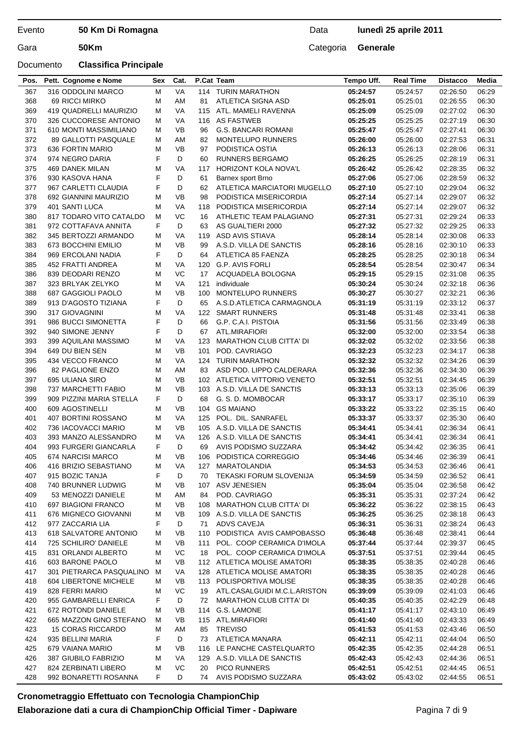| Evento | 50 Km Di Romagna | Data | lunedì 25 aprile 2011 |
|---|---|---|---|
| Gara | 50Km | Categoria | Generale |
| Documento | Classifica Principale | | |

| Pos. | Pett. | Cognome e Nome | Sex | Cat. | P.Cat | Team | Tempo Uff. | Real Time | Distacco | Media |
|---|---|---|---|---|---|---|---|---|---|---|
| 367 | 316 | ODDOLINI MARCO | M | VA | 114 | TURIN MARATHON | **05:24:57** | 05:24:57 | 02:26:50 | 06:29 |
| 368 | 69 | RICCI MIRKO | M | AM | 81 | ATLETICA SIGNA ASD | **05:25:01** | 05:25:01 | 02:26:55 | 06:30 |
| 369 | 419 | QUADRELLI MAURIZIO | M | VA | 115 | ATL. MAMELI RAVENNA | **05:25:09** | 05:25:09 | 02:27:02 | 06:30 |
| 370 | 326 | CUCCORESE ANTONIO | M | VA | 116 | AS FASTWEB | **05:25:25** | 05:25:25 | 02:27:19 | 06:30 |
| 371 | 610 | MONTI MASSIMILIANO | M | VB | 96 | G.S. BANCARI ROMANI | **05:25:47** | 05:25:47 | 02:27:41 | 06:30 |
| 372 | 89 | GALLOTTI PASQUALE | M | AM | 82 | MONTELUPO RUNNERS | **05:26:00** | 05:26:00 | 02:27:53 | 06:31 |
| 373 | 636 | FORTIN MARIO | M | VB | 97 | PODISTICA OSTIA | **05:26:13** | 05:26:13 | 02:28:06 | 06:31 |
| 374 | 974 | NEGRO DARIA | F | D | 60 | RUNNERS BERGAMO | **05:26:25** | 05:26:25 | 02:28:19 | 06:31 |
| 375 | 469 | DANEK MILAN | M | VA | 117 | HORIZONT KOLA NOVA'L | **05:26:42** | 05:26:42 | 02:28:35 | 06:32 |
| 376 | 930 | KASOVA HANA | F | D | 61 | Barnex sport Brno | **05:27:06** | 05:27:06 | 02:28:59 | 06:32 |
| 377 | 967 | CARLETTI CLAUDIA | F | D | 62 | ATLETICA MARCIATORI MUGELLO | **05:27:10** | 05:27:10 | 02:29:04 | 06:32 |
| 378 | 692 | GIANNINI MAURIZIO | M | VB | 98 | PODISTICA MISERICORDIA | **05:27:14** | 05:27:14 | 02:29:07 | 06:32 |
| 379 | 401 | SANTI LUCA | M | VA | 118 | PODISTICA MISERICORDIA | **05:27:14** | 05:27:14 | 02:29:07 | 06:32 |
| 380 | 817 | TODARO VITO CATALDO | M | VC | 16 | ATHLETIC TEAM PALAGIANO | **05:27:31** | 05:27:31 | 02:29:24 | 06:33 |
| 381 | 972 | COTTAFAVA ANNITA | F | D | 63 | AS GUALTIERI 2000 | **05:27:32** | 05:27:32 | 02:29:25 | 06:33 |
| 382 | 345 | BERTOZZI ARMANDO | M | VA | 119 | ASD AVIS STIAVA | **05:28:14** | 05:28:14 | 02:30:08 | 06:33 |
| 383 | 673 | BOCCHINI EMILIO | M | VB | 99 | A.S.D. VILLA DE SANCTIS | **05:28:16** | 05:28:16 | 02:30:10 | 06:33 |
| 384 | 969 | ERCOLANI NADIA | F | D | 64 | ATLETICA 85 FAENZA | **05:28:25** | 05:28:25 | 02:30:18 | 06:34 |
| 385 | 452 | FRATTI ANDREA | M | VA | 120 | G.P. AVIS FORLI | **05:28:54** | 05:28:54 | 02:30:47 | 06:34 |
| 386 | 839 | DEODARI RENZO | M | VC | 17 | ACQUADELA BOLOGNA | **05:29:15** | 05:29:15 | 02:31:08 | 06:35 |
| 387 | 323 | BRLYAK ZELYKO | M | VA | 121 | individuale | **05:30:24** | 05:30:24 | 02:32:18 | 06:36 |
| 388 | 687 | GAGGIOLI PAOLO | M | VB | 100 | MONTELUPO RUNNERS | **05:30:27** | 05:30:27 | 02:32:21 | 06:36 |
| 389 | 913 | D'AGOSTO TIZIANA | F | D | 65 | A.S.D.ATLETICA CARMAGNOLA | **05:31:19** | 05:31:19 | 02:33:12 | 06:37 |
| 390 | 317 | GIOVAGNINI | M | VA | 122 | SMART RUNNERS | **05:31:48** | 05:31:48 | 02:33:41 | 06:38 |
| 391 | 986 | BUCCI SIMONETTA | F | D | 66 | G.P. C.A.I. PISTOIA | **05:31:56** | 05:31:56 | 02:33:49 | 06:38 |
| 392 | 940 | SIMONE JENNY | F | D | 67 | ATL.MIRAFIORI | **05:32:00** | 05:32:00 | 02:33:54 | 06:38 |
| 393 | 399 | AQUILANI MASSIMO | M | VA | 123 | MARATHON CLUB CITTA' DI | **05:32:02** | 05:32:02 | 02:33:56 | 06:38 |
| 394 | 649 | DU BIEN SEN | M | VB | 101 | POD. CAVRIAGO | **05:32:23** | 05:32:23 | 02:34:17 | 06:38 |
| 395 | 434 | VECCO FRANCO | M | VA | 124 | TURIN MARATHON | **05:32:32** | 05:32:32 | 02:34:26 | 06:39 |
| 396 | 82 | PAGLIONE ENZO | M | AM | 83 | ASD POD. LIPPO CALDERARA | **05:32:36** | 05:32:36 | 02:34:30 | 06:39 |
| 397 | 695 | ULIANA SIRO | M | VB | 102 | ATLETICA VITTORIO VENETO | **05:32:51** | 05:32:51 | 02:34:45 | 06:39 |
| 398 | 737 | MARCHETTI FABIO | M | VB | 103 | A.S.D. VILLA DE SANCTIS | **05:33:13** | 05:33:13 | 02:35:06 | 06:39 |
| 399 | 909 | PIZZINI MARIA STELLA | F | D | 68 | G. S. D. MOMBOCAR | **05:33:17** | 05:33:17 | 02:35:10 | 06:39 |
| 400 | 609 | AGOSTINELLI | M | VB | 104 | GS MAIANO | **05:33:22** | 05:33:22 | 02:35:15 | 06:40 |
| 401 | 407 | BORTINI ROSSANO | M | VA | 125 | POL. DIL. SANRAFEL | **05:33:37** | 05:33:37 | 02:35:30 | 06:40 |
| 402 | 736 | IACOVACCI MARIO | M | VB | 105 | A.S.D. VILLA DE SANCTIS | **05:34:41** | 05:34:41 | 02:36:34 | 06:41 |
| 403 | 393 | MANZO ALESSANDRO | M | VA | 126 | A.S.D. VILLA DE SANCTIS | **05:34:41** | 05:34:41 | 02:36:34 | 06:41 |
| 404 | 993 | FURGERI GIANCARLA | F | D | 69 | AVIS PODISMO SUZZARA | **05:34:42** | 05:34:42 | 02:36:35 | 06:41 |
| 405 | 674 | NARCISI MARCO | M | VB | 106 | PODISTICA CORREGGIO | **05:34:46** | 05:34:46 | 02:36:39 | 06:41 |
| 406 | 416 | BRIZIO SEBASTIANO | M | VA | 127 | MARATOLANDIA | **05:34:53** | 05:34:53 | 02:36:46 | 06:41 |
| 407 | 915 | BOZIC TANJA | F | D | 70 | TEKASKI FORUM SLOVENIJA | **05:34:59** | 05:34:59 | 02:36:52 | 06:41 |
| 408 | 740 | BRUNNER LUDWIG | M | VB | 107 | ASV JENESIEN | **05:35:04** | 05:35:04 | 02:36:58 | 06:42 |
| 409 | 53 | MENOZZI DANIELE | M | AM | 84 | POD. CAVRIAGO | **05:35:31** | 05:35:31 | 02:37:24 | 06:42 |
| 410 | 697 | BIAGIONI FRANCO | M | VB | 108 | MARATHON CLUB CITTA' DI | **05:36:22** | 05:36:22 | 02:38:15 | 06:43 |
| 411 | 676 | MIGNECO GIOVANNI | M | VB | 109 | A.S.D. VILLA DE SANCTIS | **05:36:25** | 05:36:25 | 02:38:18 | 06:43 |
| 412 | 977 | ZACCARIA LIA | F | D | 71 | ADVS CAVEJA | **05:36:31** | 05:36:31 | 02:38:24 | 06:43 |
| 413 | 618 | SALVATORE ANTONIO | M | VB | 110 | PODISTICA AVIS CAMPOBASSO | **05:36:48** | 05:36:48 | 02:38:41 | 06:44 |
| 414 | 725 | SCHILIRO' DANIELE | M | VB | 111 | POL. COOP CERAMICA D'IMOLA | **05:37:44** | 05:37:44 | 02:39:37 | 06:45 |
| 415 | 831 | ORLANDI ALBERTO | M | VC | 18 | POL. COOP CERAMICA D'IMOLA | **05:37:51** | 05:37:51 | 02:39:44 | 06:45 |
| 416 | 603 | BARONE PAOLO | M | VB | 112 | ATLETICA MOLISE AMATORI | **05:38:35** | 05:38:35 | 02:40:28 | 06:46 |
| 417 | 301 | PIETRARCA PASQUALINO | M | VA | 128 | ATLETICA MOLISE AMATORI | **05:38:35** | 05:38:35 | 02:40:28 | 06:46 |
| 418 | 604 | LIBERTONE MICHELE | M | VB | 113 | POLISPORTIVA MOLISE | **05:38:35** | 05:38:35 | 02:40:28 | 06:46 |
| 419 | 828 | FERRI MARIO | M | VC | 19 | ATL.CASALGUIDI M.C.L.ARISTON | **05:39:09** | 05:39:09 | 02:41:03 | 06:46 |
| 420 | 955 | GAMBARELLI ENRICA | F | D | 72 | MARATHON CLUB CITTA' DI | **05:40:35** | 05:40:35 | 02:42:29 | 06:48 |
| 421 | 672 | ROTONDI DANIELE | M | VB | 114 | G.S. LAMONE | **05:41:17** | 05:41:17 | 02:43:10 | 06:49 |
| 422 | 665 | MAZZON GINO STEFANO | M | VB | 115 | ATL.MIRAFIORI | **05:41:40** | 05:41:40 | 02:43:33 | 06:49 |
| 423 | 15 | CORAS RICCARDO | M | AM | 85 | TREVISO | **05:41:53** | 05:41:53 | 02:43:46 | 06:50 |
| 424 | 935 | BELLINI MARIA | F | D | 73 | ATLETICA MANARA | **05:42:11** | 05:42:11 | 02:44:04 | 06:50 |
| 425 | 679 | VAIANA MARIO | M | VB | 116 | LE PANCHE CASTELQUARTO | **05:42:35** | 05:42:35 | 02:44:28 | 06:51 |
| 426 | 387 | GIUBILO FABRIZIO | M | VA | 129 | A.S.D. VILLA DE SANCTIS | **05:42:43** | 05:42:43 | 02:44:36 | 06:51 |
| 427 | 824 | ZERBINATI LIBERO | M | VC | 20 | PICO RUNNERS | **05:42:51** | 05:42:51 | 02:44:45 | 06:51 |
| 428 | 992 | BONARETTI ROSANNA | F | D | 74 | AVIS PODISMO SUZZARA | **05:43:02** | 05:43:02 | 02:44:55 | 06:51 |

**Cronometraggio Effettuato con Tecnologia ChampionChip**

**Elaborazione dati a cura di ChampionChip Official Timer - Dapiware**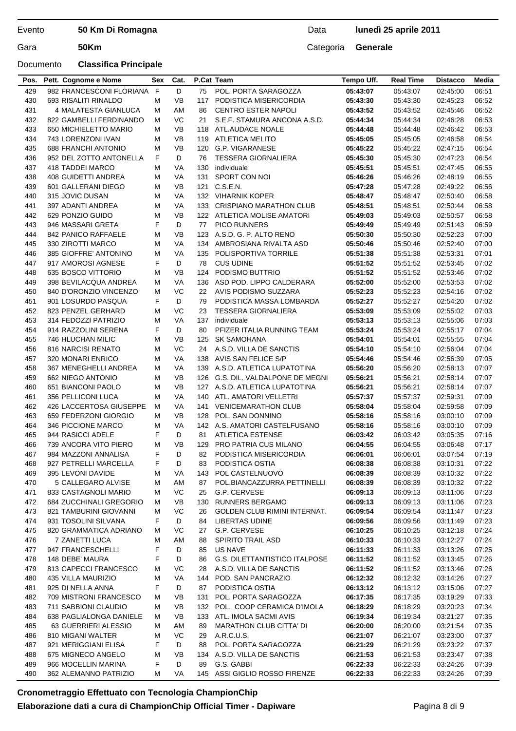Evento **50 Km Di Romagna** Data **lunedì 25 aprile 2011**

Gara **50Km** Categoria **Generale**

Documento **Classifica Principale**

| Pos. | Pett. | Cognome e Nome | Sex | Cat. | P.Cat | Team | Tempo Uff. | Real Time | Distacco | Media |
|---|---|---|---|---|---|---|---|---|---|---|
| 429 | 982 | FRANCESCONI FLORIANA | F | D | 75 | POL. PORTA SARAGOZZA | **05:43:07** | 05:43:07 | 02:45:00 | 06:51 |
| 430 | 693 | RISALITI RINALDO | M | VB | 117 | PODISTICA MISERICORDIA | **05:43:30** | 05:43:30 | 02:45:23 | 06:52 |
| 431 | 4 | MALATESTA GIANLUCA | M | AM | 86 | CENTRO ESTER NAPOLI | **05:43:52** | 05:43:52 | 02:45:46 | 06:52 |
| 432 | 822 | GAMBELLI FERDINANDO | M | VC | 21 | S.E.F. STAMURA ANCONA A.S.D. | **05:44:34** | 05:44:34 | 02:46:28 | 06:53 |
| 433 | 650 | MICHIELETTO MARIO | M | VB | 118 | ATL.AUDACE NOALE | **05:44:48** | 05:44:48 | 02:46:42 | 06:53 |
| 434 | 743 | LORENZONI IVAN | M | VB | 119 | ATLETICA MELITO | **05:45:05** | 05:45:05 | 02:46:58 | 06:54 |
| 435 | 688 | FRANCHI ANTONIO | M | VB | 120 | G.P. VIGARANESE | **05:45:22** | 05:45:22 | 02:47:15 | 06:54 |
| 436 | 952 | DEL ZOTTO ANTONELLA | F | D | 76 | TESSERA GIORNALIERA | **05:45:30** | 05:45:30 | 02:47:23 | 06:54 |
| 437 | 418 | TADDEI MARCO | M | VA | 130 | individuale | **05:45:51** | 05:45:51 | 02:47:45 | 06:55 |
| 438 | 408 | GUIDETTI ANDREA | M | VA | 131 | SPORT CON NOI | **05:46:26** | 05:46:26 | 02:48:19 | 06:55 |
| 439 | 601 | GALLERANI DIEGO | M | VB | 121 | C.S.E.N. | **05:47:28** | 05:47:28 | 02:49:22 | 06:56 |
| 440 | 315 | JOVIC DUSAN | M | VA | 132 | VIHARNIK KOPER | **05:48:47** | 05:48:47 | 02:50:40 | 06:58 |
| 441 | 397 | ADANTI ANDREA | M | VA | 133 | CRISPIANO MARATHON CLUB | **05:48:51** | 05:48:51 | 02:50:44 | 06:58 |
| 442 | 629 | PONZIO GUIDO | M | VB | 122 | ATLETICA MOLISE AMATORI | **05:49:03** | 05:49:03 | 02:50:57 | 06:58 |
| 443 | 946 | MASSARI GRETA | F | D | 77 | PICO RUNNERS | **05:49:49** | 05:49:49 | 02:51:43 | 06:59 |
| 444 | 842 | PANICO RAFFAELE | M | VB | 123 | A.S.D. G. P. ALTO RENO | **05:50:30** | 05:50:30 | 02:52:23 | 07:00 |
| 445 | 330 | ZIROTTI MARCO | M | VA | 134 | AMBROSIANA RIVALTA ASD | **05:50:46** | 05:50:46 | 02:52:40 | 07:00 |
| 446 | 385 | GIOFFRE' ANTONINO | M | VA | 135 | POLISPORTIVA TORRILE | **05:51:38** | 05:51:38 | 02:53:31 | 07:01 |
| 447 | 917 | AMOROSI AGNESE | F | D | 78 | CUS UDINE | **05:51:52** | 05:51:52 | 02:53:45 | 07:02 |
| 448 | 635 | BOSCO VITTORIO | M | VB | 124 | PODISMO BUTTRIO | **05:51:52** | 05:51:52 | 02:53:46 | 07:02 |
| 449 | 398 | BEVILACQUA ANDREA | M | VA | 136 | ASD POD. LIPPO CALDERARA | **05:52:00** | 05:52:00 | 02:53:53 | 07:02 |
| 450 | 840 | D'ORONZIO VINCENZO | M | VC | 22 | AVIS PODISMO SUZZARA | **05:52:23** | 05:52:23 | 02:54:16 | 07:02 |
| 451 | 901 | LOSURDO PASQUA | F | D | 79 | PODISTICA MASSA LOMBARDA | **05:52:27** | 05:52:27 | 02:54:20 | 07:02 |
| 452 | 823 | PENZEL GERHARD | M | VC | 23 | TESSERA GIORNALIERA | **05:53:09** | 05:53:09 | 02:55:02 | 07:03 |
| 453 | 314 | FEDOZZI PATRIZIO | M | VA | 137 | individuale | **05:53:13** | 05:53:13 | 02:55:06 | 07:03 |
| 454 | 914 | RAZZOLINI SERENA | F | D | 80 | PFIZER ITALIA RUNNING TEAM | **05:53:24** | 05:53:24 | 02:55:17 | 07:04 |
| 455 | 746 | HLUCHAN MILIC | M | VB | 125 | SK SAMOHANA | **05:54:01** | 05:54:01 | 02:55:55 | 07:04 |
| 456 | 816 | NARCISI RENATO | M | VC | 24 | A.S.D. VILLA DE SANCTIS | **05:54:10** | 05:54:10 | 02:56:04 | 07:04 |
| 457 | 320 | MONARI ENRICO | M | VA | 138 | AVIS SAN FELICE S/P | **05:54:46** | 05:54:46 | 02:56:39 | 07:05 |
| 458 | 367 | MENEGHELLI ANDREA | M | VA | 139 | A.S.D. ATLETICA LUPATOTINA | **05:56:20** | 05:56:20 | 02:58:13 | 07:07 |
| 459 | 662 | NIEGO ANTONIO | M | VB | 126 | G.S. DIL. VALDALPONE DE MEGNI | **05:56:21** | 05:56:21 | 02:58:14 | 07:07 |
| 460 | 651 | BIANCONI PAOLO | M | VB | 127 | A.S.D. ATLETICA LUPATOTINA | **05:56:21** | 05:56:21 | 02:58:14 | 07:07 |
| 461 | 356 | PELLICONI LUCA | M | VA | 140 | ATL. AMATORI VELLETRI | **05:57:37** | 05:57:37 | 02:59:31 | 07:09 |
| 462 | 426 | LACCERTOSA GIUSEPPE | M | VA | 141 | VENICEMARATHON CLUB | **05:58:04** | 05:58:04 | 02:59:58 | 07:09 |
| 463 | 659 | FEDERZONI GIORGIO | M | VB | 128 | POL. SAN DONNINO | **05:58:16** | 05:58:16 | 03:00:10 | 07:09 |
| 464 | 346 | PICCIONE MARCO | M | VA | 142 | A.S. AMATORI CASTELFUSANO | **05:58:16** | 05:58:16 | 03:00:10 | 07:09 |
| 465 | 944 | RASICCI ADELE | F | D | 81 | ATLETICA ESTENSE | **06:03:42** | 06:03:42 | 03:05:35 | 07:16 |
| 466 | 739 | ANCORA VITO PIERO | M | VB | 129 | PRO PATRIA CUS MILANO | **06:04:55** | 06:04:55 | 03:06:48 | 07:17 |
| 467 | 984 | MAZZONI ANNALISA | F | D | 82 | PODISTICA MISERICORDIA | **06:06:01** | 06:06:01 | 03:07:54 | 07:19 |
| 468 | 927 | PETRELLI MARCELLA | F | D | 83 | PODISTICA OSTIA | **06:08:38** | 06:08:38 | 03:10:31 | 07:22 |
| 469 | 395 | LEVONI DAVIDE | M | VA | 143 | POL CASTELNUOVO | **06:08:39** | 06:08:39 | 03:10:32 | 07:22 |
| 470 | 5 | CALLEGARO ALVISE | M | AM | 87 | POL.BIANCAZZURRA PETTINELLI | **06:08:39** | 06:08:39 | 03:10:32 | 07:22 |
| 471 | 833 | CASTAGNOLI MARIO | M | VC | 25 | G.P. CERVESE | **06:09:13** | 06:09:13 | 03:11:06 | 07:23 |
| 472 | 684 | ZUCCHINALI GREGORIO | M | VB | 130 | RUNNERS BERGAMO | **06:09:13** | 06:09:13 | 03:11:06 | 07:23 |
| 473 | 821 | TAMBURINI GIOVANNI | M | VC | 26 | GOLDEN CLUB RIMINI INTERNAT. | **06:09:54** | 06:09:54 | 03:11:47 | 07:23 |
| 474 | 931 | TOSOLINI SILVANA | F | D | 84 | LIBERTAS UDINE | **06:09:56** | 06:09:56 | 03:11:49 | 07:23 |
| 475 | 820 | GRAMMATICA ADRIANO | M | VC | 27 | G.P. CERVESE | **06:10:25** | 06:10:25 | 03:12:18 | 07:24 |
| 476 | 7 | ZANETTI LUCA | M | AM | 88 | SPIRITO TRAIL ASD | **06:10:33** | 06:10:33 | 03:12:27 | 07:24 |
| 477 | 947 | FRANCESCHELLI | F | D | 85 | US NAVE | **06:11:33** | 06:11:33 | 03:13:26 | 07:25 |
| 478 | 148 | DEBE' MAURA | F | D | 86 | G.S. DILETTANTISTICO ITALPOSE | **06:11:52** | 06:11:52 | 03:13:45 | 07:26 |
| 479 | 813 | CAPECCI FRANCESCO | M | VC | 28 | A.S.D. VILLA DE SANCTIS | **06:11:52** | 06:11:52 | 03:13:46 | 07:26 |
| 480 | 435 | VILLA MAURIZIO | M | VA | 144 | POD. SAN PANCRAZIO | **06:12:32** | 06:12:32 | 03:14:26 | 07:27 |
| 481 | 925 | DI NELLA ANNA | F | D | 87 | PODISTICA OSTIA | **06:13:12** | 06:13:12 | 03:15:06 | 07:27 |
| 482 | 709 | MISTRONI FRANCESCO | M | VB | 131 | POL. PORTA SARAGOZZA | **06:17:35** | 06:17:35 | 03:19:29 | 07:33 |
| 483 | 711 | SABBIONI CLAUDIO | M | VB | 132 | POL. COOP CERAMICA D'IMOLA | **06:18:29** | 06:18:29 | 03:20:23 | 07:34 |
| 484 | 638 | PAGLIALONGA DANIELE | M | VB | 133 | ATL. IMOLA SACMI AVIS | **06:19:34** | 06:19:34 | 03:21:27 | 07:35 |
| 485 | 63 | GUERRIERI ALESSIO | M | AM | 89 | MARATHON CLUB CITTA' DI | **06:20:00** | 06:20:00 | 03:21:54 | 07:35 |
| 486 | 810 | MIGANI WALTER | M | VC | 29 | A.R.C.U.S. | **06:21:07** | 06:21:07 | 03:23:00 | 07:37 |
| 487 | 921 | MERIGGIANI ELISA | F | D | 88 | POL. PORTA SARAGOZZA | **06:21:29** | 06:21:29 | 03:23:22 | 07:37 |
| 488 | 675 | MIGNECO ANGELO | M | VB | 134 | A.S.D. VILLA DE SANCTIS | **06:21:53** | 06:21:53 | 03:23:47 | 07:38 |
| 489 | 966 | MOCELLIN MARINA | F | D | 89 | G.S. GABBI | **06:22:33** | 06:22:33 | 03:24:26 | 07:39 |
| 490 | 362 | ALEMANNO PATRIZIO | M | VA | 145 | ASSI GIGLIO ROSSO FIRENZE | **06:22:33** | 06:22:33 | 03:24:26 | 07:39 |

**Cronometraggio Effettuato con Tecnologia ChampionChip**

**Elaborazione dati a cura di ChampionChip Official Timer - Dapiware**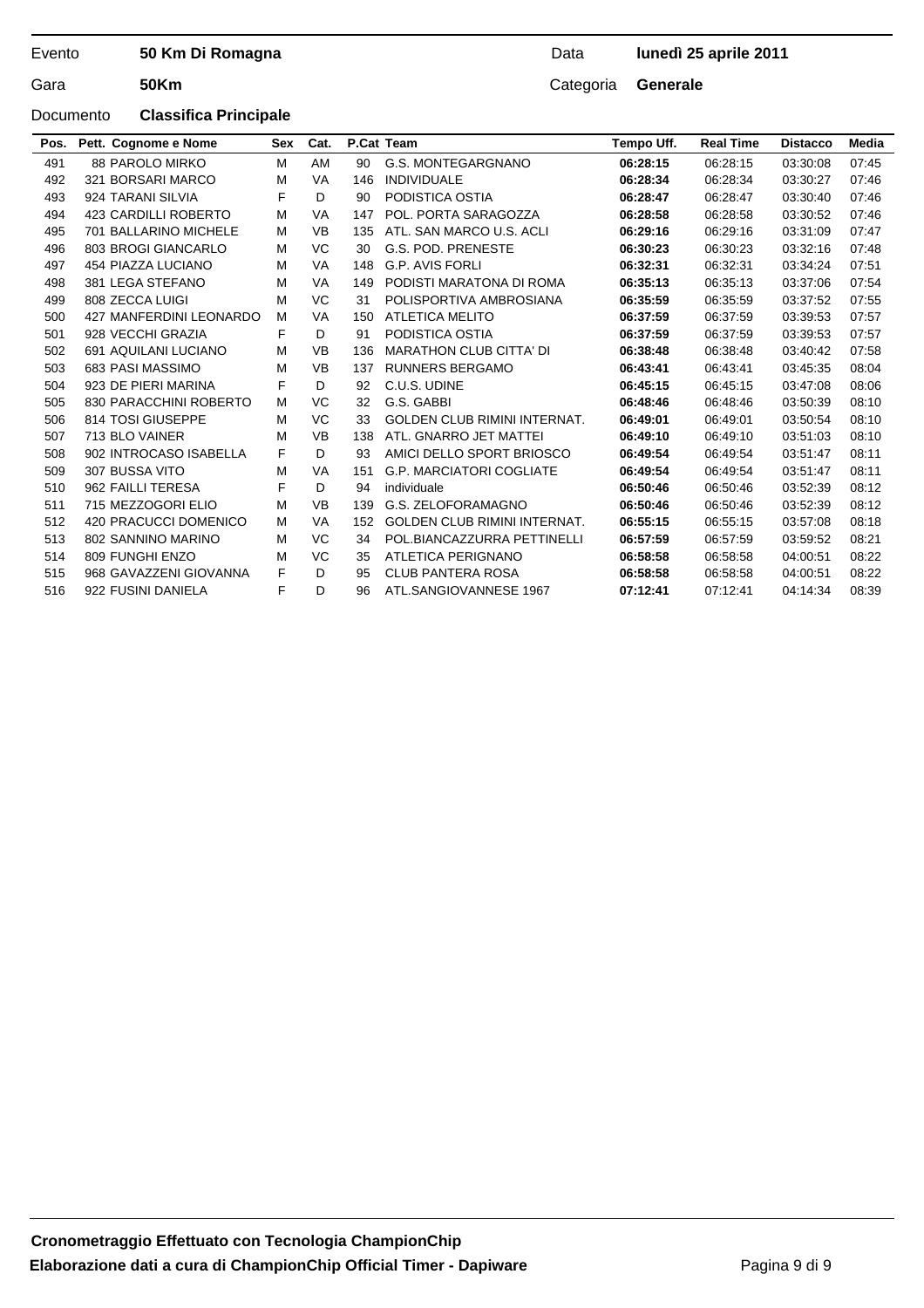| | | | |
|---|---|---|---|
| Evento | **50 Km Di Romagna** | Data | **lunedì 25 aprile 2011** |
| Gara | **50Km** | Categoria | **Generale** |
| Documento | **Classifica Principale** | | |

| Pos. | Pett. | Cognome e Nome | Sex | Cat. | P.Cat | Team | Tempo Uff. | Real Time | Distacco | Media |
|---|---|---|---|---|---|---|---|---|---|---|
| 491 | 88 | PAROLO MIRKO | M | AM | 90 | G.S. MONTEGARGNANO | **06:28:15** | 06:28:15 | 03:30:08 | 07:45 |
| 492 | 321 | BORSARI MARCO | M | VA | 146 | INDIVIDUALE | **06:28:34** | 06:28:34 | 03:30:27 | 07:46 |
| 493 | 924 | TARANI SILVIA | F | D | 90 | PODISTICA OSTIA | **06:28:47** | 06:28:47 | 03:30:40 | 07:46 |
| 494 | 423 | CARDILLI ROBERTO | M | VA | 147 | POL. PORTA SARAGOZZA | **06:28:58** | 06:28:58 | 03:30:52 | 07:46 |
| 495 | 701 | BALLARINO MICHELE | M | VB | 135 | ATL. SAN MARCO U.S. ACLI | **06:29:16** | 06:29:16 | 03:31:09 | 07:47 |
| 496 | 803 | BROGI GIANCARLO | M | VC | 30 | G.S. POD. PRENESTE | **06:30:23** | 06:30:23 | 03:32:16 | 07:48 |
| 497 | 454 | PIAZZA LUCIANO | M | VA | 148 | G.P. AVIS FORLI | **06:32:31** | 06:32:31 | 03:34:24 | 07:51 |
| 498 | 381 | LEGA STEFANO | M | VA | 149 | PODISTI MARATONA DI ROMA | **06:35:13** | 06:35:13 | 03:37:06 | 07:54 |
| 499 | 808 | ZECCA LUIGI | M | VC | 31 | POLISPORTIVA AMBROSIANA | **06:35:59** | 06:35:59 | 03:37:52 | 07:55 |
| 500 | 427 | MANFERDINI LEONARDO | M | VA | 150 | ATLETICA MELITO | **06:37:59** | 06:37:59 | 03:39:53 | 07:57 |
| 501 | 928 | VECCHI GRAZIA | F | D | 91 | PODISTICA OSTIA | **06:37:59** | 06:37:59 | 03:39:53 | 07:57 |
| 502 | 691 | AQUILANI LUCIANO | M | VB | 136 | MARATHON CLUB CITTA' DI | **06:38:48** | 06:38:48 | 03:40:42 | 07:58 |
| 503 | 683 | PASI MASSIMO | M | VB | 137 | RUNNERS BERGAMO | **06:43:41** | 06:43:41 | 03:45:35 | 08:04 |
| 504 | 923 | DE PIERI MARINA | F | D | 92 | C.U.S. UDINE | **06:45:15** | 06:45:15 | 03:47:08 | 08:06 |
| 505 | 830 | PARACCHINI ROBERTO | M | VC | 32 | G.S. GABBI | **06:48:46** | 06:48:46 | 03:50:39 | 08:10 |
| 506 | 814 | TOSI GIUSEPPE | M | VC | 33 | GOLDEN CLUB RIMINI INTERNAT. | **06:49:01** | 06:49:01 | 03:50:54 | 08:10 |
| 507 | 713 | BLO VAINER | M | VB | 138 | ATL. GNARRO JET MATTEI | **06:49:10** | 06:49:10 | 03:51:03 | 08:10 |
| 508 | 902 | INTROCASO ISABELLA | F | D | 93 | AMICI DELLO SPORT BRIOSCO | **06:49:54** | 06:49:54 | 03:51:47 | 08:11 |
| 509 | 307 | BUSSA VITO | M | VA | 151 | G.P. MARCIATORI COGLIATE | **06:49:54** | 06:49:54 | 03:51:47 | 08:11 |
| 510 | 962 | FAILLI TERESA | F | D | 94 | individuale | **06:50:46** | 06:50:46 | 03:52:39 | 08:12 |
| 511 | 715 | MEZZOGORI ELIO | M | VB | 139 | G.S. ZELOFORAMAGNO | **06:50:46** | 06:50:46 | 03:52:39 | 08:12 |
| 512 | 420 | PRACUCCI DOMENICO | M | VA | 152 | GOLDEN CLUB RIMINI INTERNAT. | **06:55:15** | 06:55:15 | 03:57:08 | 08:18 |
| 513 | 802 | SANNINO MARINO | M | VC | 34 | POL.BIANCAZZURRA PETTINELLI | **06:57:59** | 06:57:59 | 03:59:52 | 08:21 |
| 514 | 809 | FUNGHI ENZO | M | VC | 35 | ATLETICA PERIGNANO | **06:58:58** | 06:58:58 | 04:00:51 | 08:22 |
| 515 | 968 | GAVAZZENI GIOVANNA | F | D | 95 | CLUB PANTERA ROSA | **06:58:58** | 06:58:58 | 04:00:51 | 08:22 |
| 516 | 922 | FUSINI DANIELA | F | D | 96 | ATL.SANGIOVANNESE 1967 | **07:12:41** | 07:12:41 | 04:14:34 | 08:39 |

**Cronometraggio Effettuato con Tecnologia ChampionChip**

**Elaborazione dati a cura di ChampionChip Official Timer - Dapiware**